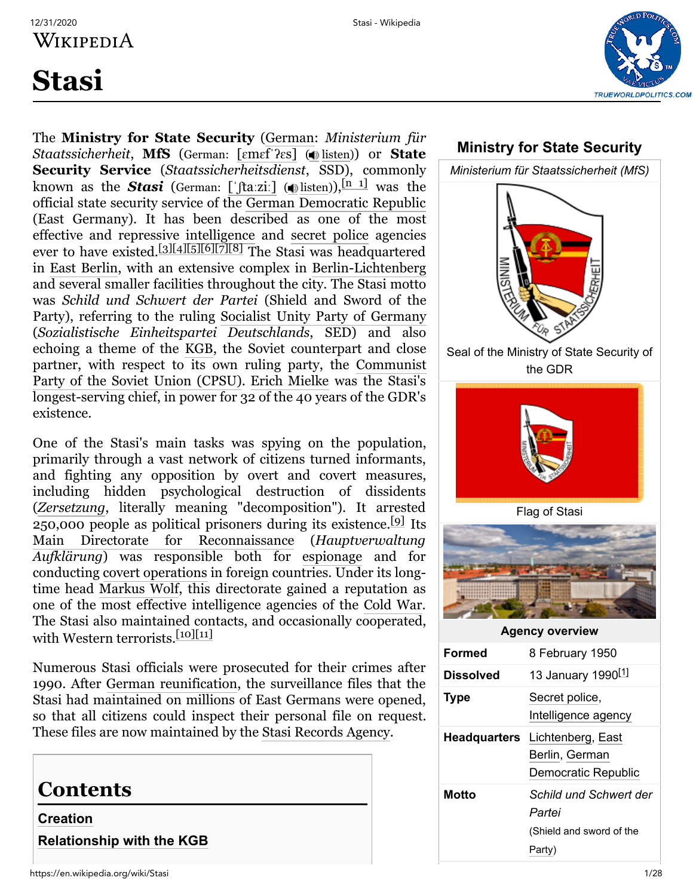# Stasi

The **Ministry for State Security** (German: *Ministerium für Staatssicherheit*, **MfS** (German: [ɛmɛfˈʔɛs] (listen)) or **State Security Service** (*Staatssicherheitsdienst*, SSD), commonly known as the ***Stasi*** (German: [ˈʃtaːziː] (listen)),[n 1] was the official state security service of the German Democratic Republic (East Germany). It has been described as one of the most effective and repressive intelligence and secret police agencies ever to have existed.[3][4][5][6][7][8] The Stasi was headquartered in East Berlin, with an extensive complex in Berlin-Lichtenberg and several smaller facilities throughout the city. The Stasi motto was *Schild und Schwert der Partei* (Shield and Sword of the Party), referring to the ruling Socialist Unity Party of Germany (*Sozialistische Einheitspartei Deutschlands*, SED) and also echoing a theme of the KGB, the Soviet counterpart and close partner, with respect to its own ruling party, the Communist Party of the Soviet Union (CPSU). Erich Mielke was the Stasi's longest-serving chief, in power for 32 of the 40 years of the GDR's existence.

One of the Stasi's main tasks was spying on the population, primarily through a vast network of citizens turned informants, and fighting any opposition by overt and covert measures, including hidden psychological destruction of dissidents (*Zersetzung*, literally meaning "decomposition"). It arrested 250,000 people as political prisoners during its existence.[9] Its Main Directorate for Reconnaissance (*Hauptverwaltung Aufklärung*) was responsible both for espionage and for conducting covert operations in foreign countries. Under its long-time head Markus Wolf, this directorate gained a reputation as one of the most effective intelligence agencies of the Cold War. The Stasi also maintained contacts, and occasionally cooperated, with Western terrorists.[10][11]

Numerous Stasi officials were prosecuted for their crimes after 1990. After German reunification, the surveillance files that the Stasi had maintained on millions of East Germans were opened, so that all citizens could inspect their personal file on request. These files are now maintained by the Stasi Records Agency.

**Ministry for State Security**

*Ministerium für Staatssicherheit (MfS)*

Seal of the Ministry of State Security of the GDR

Flag of Stasi

| Agency overview | |
|---|---|
| **Formed** | 8 February 1950 |
| **Dissolved** | 13 January 1990[1] |
| **Type** | Secret police, Intelligence agency |
| **Headquarters** | Lichtenberg, East Berlin, German Democratic Republic |
| **Motto** | *Schild und Schwert der Partei* (Shield and sword of the Party) |

## Contents

**Creation**

**Relationship with the KGB**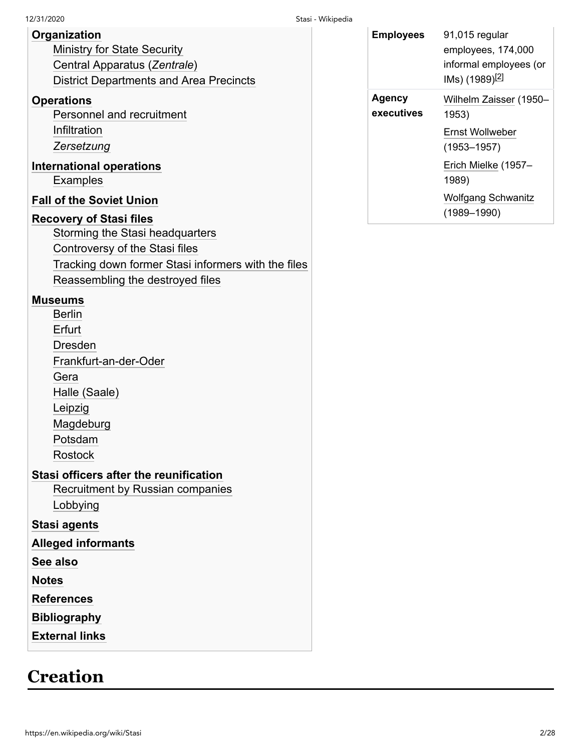- **Organization**
  - Ministry for State Security
  - Central Apparatus (*Zentrale*)
  - District Departments and Area Precincts
- **Operations**
  - Personnel and recruitment
  - Infiltration
  - *Zersetzung*
- **International operations**
  - Examples
- **Fall of the Soviet Union**
- **Recovery of Stasi files**
  - Storming the Stasi headquarters
  - Controversy of the Stasi files
  - Tracking down former Stasi informers with the files
  - Reassembling the destroyed files
- **Museums**
  - Berlin
  - Erfurt
  - Dresden
  - Frankfurt-an-der-Oder
  - Gera
  - Halle (Saale)
  - Leipzig
  - Magdeburg
  - Potsdam
  - Rostock
- **Stasi officers after the reunification**
  - Recruitment by Russian companies
  - Lobbying
- **Stasi agents**
- **Alleged informants**
- **See also**
- **Notes**
- **References**
- **Bibliography**
- **External links**

| | |
|---|---|
| **Employees** | 91,015 regular employees, 174,000 informal employees (or IMs) (1989)[2] |
| **Agency executives** | Wilhelm Zaisser (1950–1953)<br>Ernst Wollweber (1953–1957)<br>Erich Mielke (1957–1989)<br>Wolfgang Schwanitz (1989–1990) |

# Creation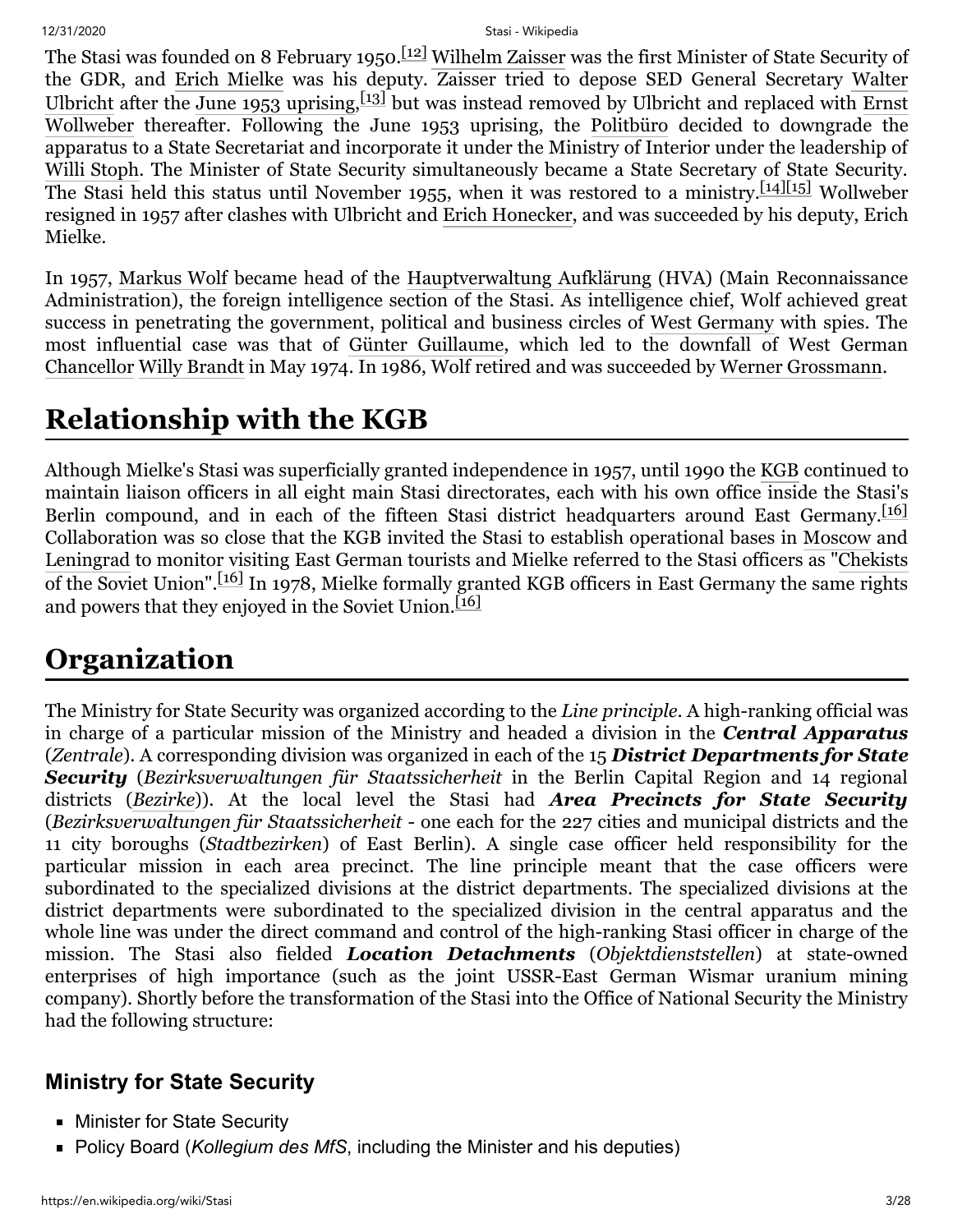The Stasi was founded on 8 February 1950.[12] Wilhelm Zaisser was the first Minister of State Security of the GDR, and Erich Mielke was his deputy. Zaisser tried to depose SED General Secretary Walter Ulbricht after the June 1953 uprising,[13] but was instead removed by Ulbricht and replaced with Ernst Wollweber thereafter. Following the June 1953 uprising, the Politbüro decided to downgrade the apparatus to a State Secretariat and incorporate it under the Ministry of Interior under the leadership of Willi Stoph. The Minister of State Security simultaneously became a State Secretary of State Security. The Stasi held this status until November 1955, when it was restored to a ministry.[14][15] Wollweber resigned in 1957 after clashes with Ulbricht and Erich Honecker, and was succeeded by his deputy, Erich Mielke.

In 1957, Markus Wolf became head of the Hauptverwaltung Aufklärung (HVA) (Main Reconnaissance Administration), the foreign intelligence section of the Stasi. As intelligence chief, Wolf achieved great success in penetrating the government, political and business circles of West Germany with spies. The most influential case was that of Günter Guillaume, which led to the downfall of West German Chancellor Willy Brandt in May 1974. In 1986, Wolf retired and was succeeded by Werner Grossmann.

# Relationship with the KGB

Although Mielke's Stasi was superficially granted independence in 1957, until 1990 the KGB continued to maintain liaison officers in all eight main Stasi directorates, each with his own office inside the Stasi's Berlin compound, and in each of the fifteen Stasi district headquarters around East Germany.[16] Collaboration was so close that the KGB invited the Stasi to establish operational bases in Moscow and Leningrad to monitor visiting East German tourists and Mielke referred to the Stasi officers as "Chekists of the Soviet Union".[16] In 1978, Mielke formally granted KGB officers in East Germany the same rights and powers that they enjoyed in the Soviet Union.[16]

# Organization

The Ministry for State Security was organized according to the *Line principle*. A high-ranking official was in charge of a particular mission of the Ministry and headed a division in the ***Central Apparatus*** (*Zentrale*). A corresponding division was organized in each of the 15 ***District Departments for State Security*** (*Bezirksverwaltungen für Staatssicherheit* in the Berlin Capital Region and 14 regional districts (*Bezirke*)). At the local level the Stasi had ***Area Precincts for State Security*** (*Bezirksverwaltungen für Staatssicherheit* - one each for the 227 cities and municipal districts and the 11 city boroughs (*Stadtbezirken*) of East Berlin). A single case officer held responsibility for the particular mission in each area precinct. The line principle meant that the case officers were subordinated to the specialized divisions at the district departments. The specialized divisions at the district departments were subordinated to the specialized division in the central apparatus and the whole line was under the direct command and control of the high-ranking Stasi officer in charge of the mission. The Stasi also fielded ***Location Detachments*** (*Objektdienststellen*) at state-owned enterprises of high importance (such as the joint USSR-East German Wismar uranium mining company). Shortly before the transformation of the Stasi into the Office of National Security the Ministry had the following structure:

### Ministry for State Security

- Minister for State Security
- Policy Board (*Kollegium des MfS*, including the Minister and his deputies)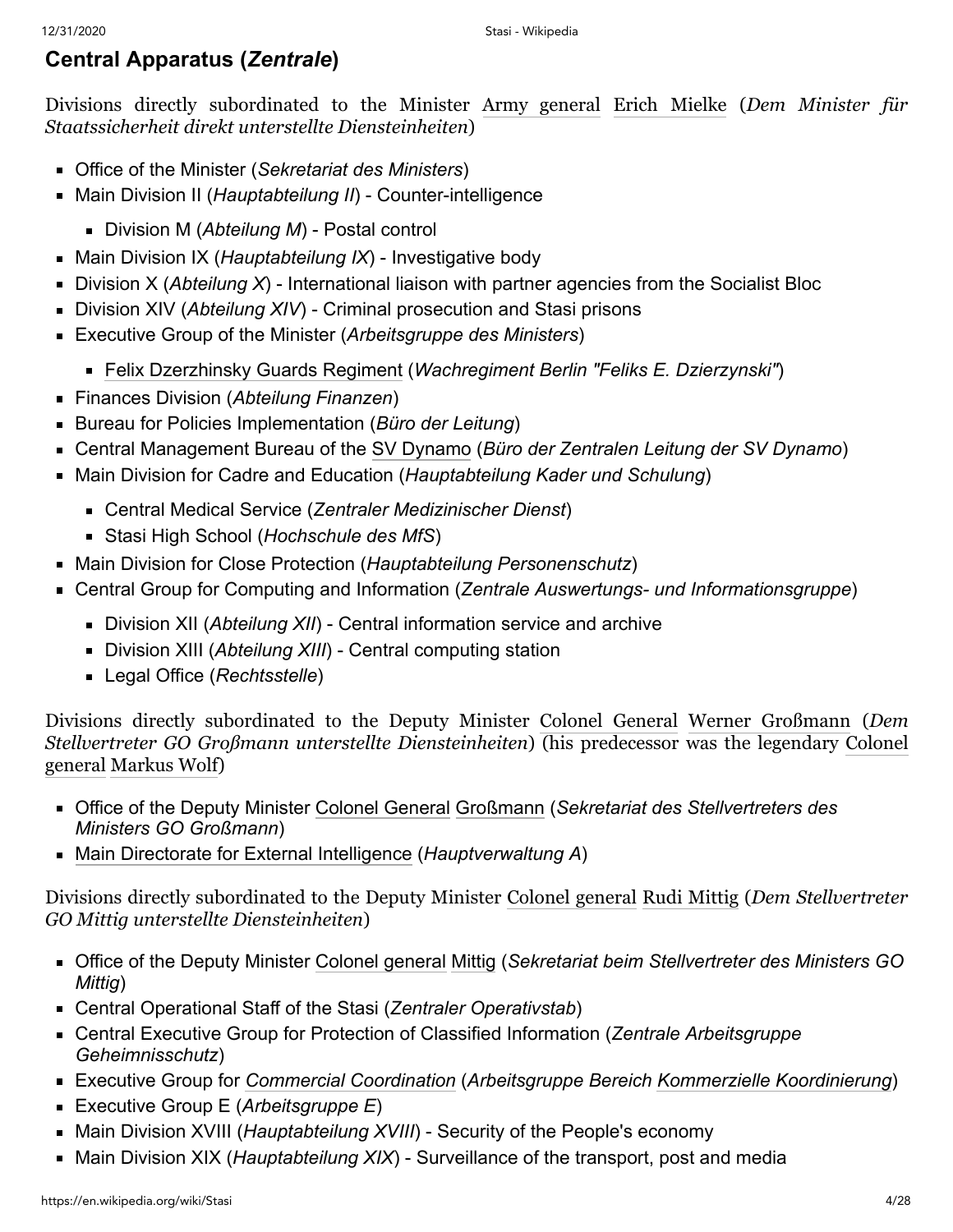## Central Apparatus (*Zentrale*)

Divisions directly subordinated to the Minister Army general Erich Mielke (*Dem Minister für Staatssicherheit direkt unterstellte Diensteinheiten*)

- Office of the Minister (*Sekretariat des Ministers*)
- Main Division II (*Hauptabteilung II*) - Counter-intelligence
  - Division M (*Abteilung M*) - Postal control
- Main Division IX (*Hauptabteilung IX*) - Investigative body
- Division X (*Abteilung X*) - International liaison with partner agencies from the Socialist Bloc
- Division XIV (*Abteilung XIV*) - Criminal prosecution and Stasi prisons
- Executive Group of the Minister (*Arbeitsgruppe des Ministers*)
  - Felix Dzerzhinsky Guards Regiment (*Wachregiment Berlin "Feliks E. Dzierzynski"*)
- Finances Division (*Abteilung Finanzen*)
- Bureau for Policies Implementation (*Büro der Leitung*)
- Central Management Bureau of the SV Dynamo (*Büro der Zentralen Leitung der SV Dynamo*)
- Main Division for Cadre and Education (*Hauptabteilung Kader und Schulung*)
  - Central Medical Service (*Zentraler Medizinischer Dienst*)
  - Stasi High School (*Hochschule des MfS*)
- Main Division for Close Protection (*Hauptabteilung Personenschutz*)
- Central Group for Computing and Information (*Zentrale Auswertungs- und Informationsgruppe*)
  - Division XII (*Abteilung XII*) - Central information service and archive
  - Division XIII (*Abteilung XIII*) - Central computing station
  - Legal Office (*Rechtsstelle*)

Divisions directly subordinated to the Deputy Minister Colonel General Werner Großmann (*Dem Stellvertreter GO Großmann unterstellte Diensteinheiten*) (his predecessor was the legendary Colonel general Markus Wolf)

- Office of the Deputy Minister Colonel General Großmann (*Sekretariat des Stellvertreters des Ministers GO Großmann*)
- Main Directorate for External Intelligence (*Hauptverwaltung A*)

Divisions directly subordinated to the Deputy Minister Colonel general Rudi Mittig (*Dem Stellvertreter GO Mittig unterstellte Diensteinheiten*)

- Office of the Deputy Minister Colonel general Mittig (*Sekretariat beim Stellvertreter des Ministers GO Mittig*)
- Central Operational Staff of the Stasi (*Zentraler Operativstab*)
- Central Executive Group for Protection of Classified Information (*Zentrale Arbeitsgruppe Geheimnisschutz*)
- Executive Group for *Commercial Coordination* (*Arbeitsgruppe Bereich Kommerzielle Koordinierung*)
- Executive Group E (*Arbeitsgruppe E*)
- Main Division XVIII (*Hauptabteilung XVIII*) - Security of the People's economy
- Main Division XIX (*Hauptabteilung XIX*) - Surveillance of the transport, post and media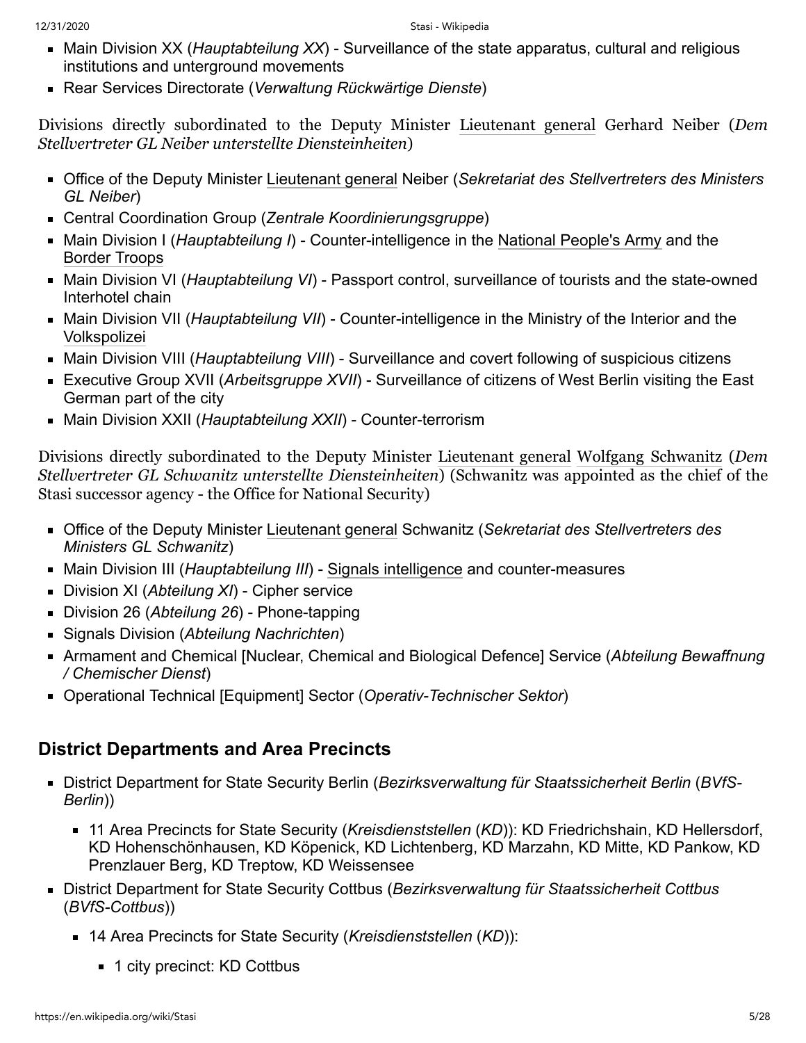- Main Division XX (*Hauptabteilung XX*) - Surveillance of the state apparatus, cultural and religious institutions and unterground movements
- Rear Services Directorate (*Verwaltung Rückwärtige Dienste*)

Divisions directly subordinated to the Deputy Minister Lieutenant general Gerhard Neiber (*Dem Stellvertreter GL Neiber unterstellte Diensteinheiten*)

- Office of the Deputy Minister Lieutenant general Neiber (*Sekretariat des Stellvertreters des Ministers GL Neiber*)
- Central Coordination Group (*Zentrale Koordinierungsgruppe*)
- Main Division I (*Hauptabteilung I*) - Counter-intelligence in the National People's Army and the Border Troops
- Main Division VI (*Hauptabteilung VI*) - Passport control, surveillance of tourists and the state-owned Interhotel chain
- Main Division VII (*Hauptabteilung VII*) - Counter-intelligence in the Ministry of the Interior and the Volkspolizei
- Main Division VIII (*Hauptabteilung VIII*) - Surveillance and covert following of suspicious citizens
- Executive Group XVII (*Arbeitsgruppe XVII*) - Surveillance of citizens of West Berlin visiting the East German part of the city
- Main Division XXII (*Hauptabteilung XXII*) - Counter-terrorism

Divisions directly subordinated to the Deputy Minister Lieutenant general Wolfgang Schwanitz (*Dem Stellvertreter GL Schwanitz unterstellte Diensteinheiten*) (Schwanitz was appointed as the chief of the Stasi successor agency - the Office for National Security)

- Office of the Deputy Minister Lieutenant general Schwanitz (*Sekretariat des Stellvertreters des Ministers GL Schwanitz*)
- Main Division III (*Hauptabteilung III*) - Signals intelligence and counter-measures
- Division XI (*Abteilung XI*) - Cipher service
- Division 26 (*Abteilung 26*) - Phone-tapping
- Signals Division (*Abteilung Nachrichten*)
- Armament and Chemical [Nuclear, Chemical and Biological Defence] Service (*Abteilung Bewaffnung / Chemischer Dienst*)
- Operational Technical [Equipment] Sector (*Operativ-Technischer Sektor*)

## District Departments and Area Precincts

- District Department for State Security Berlin (*Bezirksverwaltung für Staatssicherheit Berlin* (*BVfS-Berlin*))
  - 11 Area Precincts for State Security (*Kreisdienststellen* (*KD*)): KD Friedrichshain, KD Hellersdorf, KD Hohenschönhausen, KD Köpenick, KD Lichtenberg, KD Marzahn, KD Mitte, KD Pankow, KD Prenzlauer Berg, KD Treptow, KD Weissensee
- District Department for State Security Cottbus (*Bezirksverwaltung für Staatssicherheit Cottbus* (*BVfS-Cottbus*))
  - 14 Area Precincts for State Security (*Kreisdienststellen* (*KD*)):
    - 1 city precinct: KD Cottbus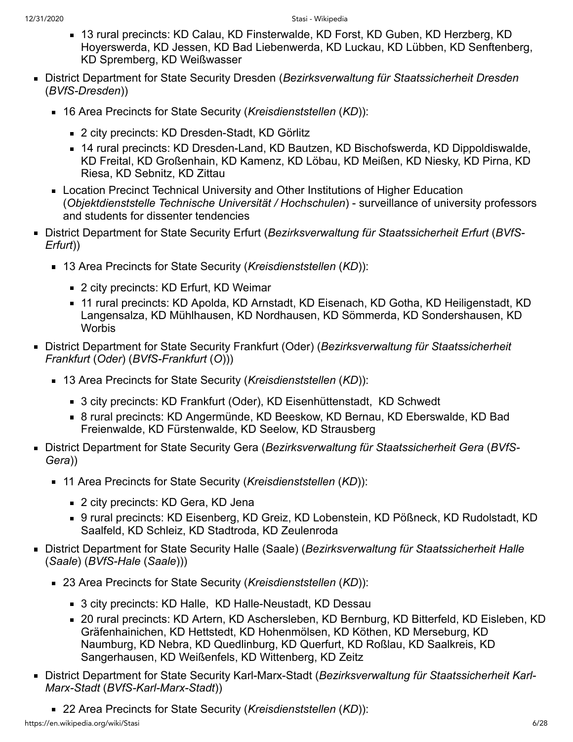- 13 rural precincts: KD Calau, KD Finsterwalde, KD Forst, KD Guben, KD Herzberg, KD Hoyerswerda, KD Jessen, KD Bad Liebenwerda, KD Luckau, KD Lübben, KD Senftenberg, KD Spremberg, KD Weißwasser
- District Department for State Security Dresden (*Bezirksverwaltung für Staatssicherheit Dresden* (*BVfS-Dresden*))
  - 16 Area Precincts for State Security (*Kreisdienststellen* (*KD*)):
    - 2 city precincts: KD Dresden-Stadt, KD Görlitz
    - 14 rural precincts: KD Dresden-Land, KD Bautzen, KD Bischofswerda, KD Dippoldiswalde, KD Freital, KD Großenhain, KD Kamenz, KD Löbau, KD Meißen, KD Niesky, KD Pirna, KD Riesa, KD Sebnitz, KD Zittau
  - Location Precinct Technical University and Other Institutions of Higher Education (*Objektdienststelle Technische Universität / Hochschulen*) - surveillance of university professors and students for dissenter tendencies
- District Department for State Security Erfurt (*Bezirksverwaltung für Staatssicherheit Erfurt* (*BVfS-Erfurt*))
  - 13 Area Precincts for State Security (*Kreisdienststellen* (*KD*)):
    - 2 city precincts: KD Erfurt, KD Weimar
    - 11 rural precincts: KD Apolda, KD Arnstadt, KD Eisenach, KD Gotha, KD Heiligenstadt, KD Langensalza, KD Mühlhausen, KD Nordhausen, KD Sömmerda, KD Sondershausen, KD Worbis
- District Department for State Security Frankfurt (Oder) (*Bezirksverwaltung für Staatssicherheit Frankfurt* (*Oder*) (*BVfS-Frankfurt* (*O*)))
  - 13 Area Precincts for State Security (*Kreisdienststellen* (*KD*)):
    - 3 city precincts: KD Frankfurt (Oder), KD Eisenhüttenstadt, KD Schwedt
    - 8 rural precincts: KD Angermünde, KD Beeskow, KD Bernau, KD Eberswalde, KD Bad Freienwalde, KD Fürstenwalde, KD Seelow, KD Strausberg
- District Department for State Security Gera (*Bezirksverwaltung für Staatssicherheit Gera* (*BVfS-Gera*))
  - 11 Area Precincts for State Security (*Kreisdienststellen* (*KD*)):
    - 2 city precincts: KD Gera, KD Jena
    - 9 rural precincts: KD Eisenberg, KD Greiz, KD Lobenstein, KD Pößneck, KD Rudolstadt, KD Saalfeld, KD Schleiz, KD Stadtroda, KD Zeulenroda
- District Department for State Security Halle (Saale) (*Bezirksverwaltung für Staatssicherheit Halle* (*Saale*) (*BVfS-Hale* (*Saale*)))
  - 23 Area Precincts for State Security (*Kreisdienststellen* (*KD*)):
    - 3 city precincts: KD Halle, KD Halle-Neustadt, KD Dessau
    - 20 rural precincts: KD Artern, KD Aschersleben, KD Bernburg, KD Bitterfeld, KD Eisleben, KD Gräfenhainichen, KD Hettstedt, KD Hohenmölsen, KD Köthen, KD Merseburg, KD Naumburg, KD Nebra, KD Quedlinburg, KD Querfurt, KD Roßlau, KD Saalkreis, KD Sangerhausen, KD Weißenfels, KD Wittenberg, KD Zeitz
- District Department for State Security Karl-Marx-Stadt (*Bezirksverwaltung für Staatssicherheit Karl-Marx-Stadt* (*BVfS-Karl-Marx-Stadt*))
  - 22 Area Precincts for State Security (*Kreisdienststellen* (*KD*)):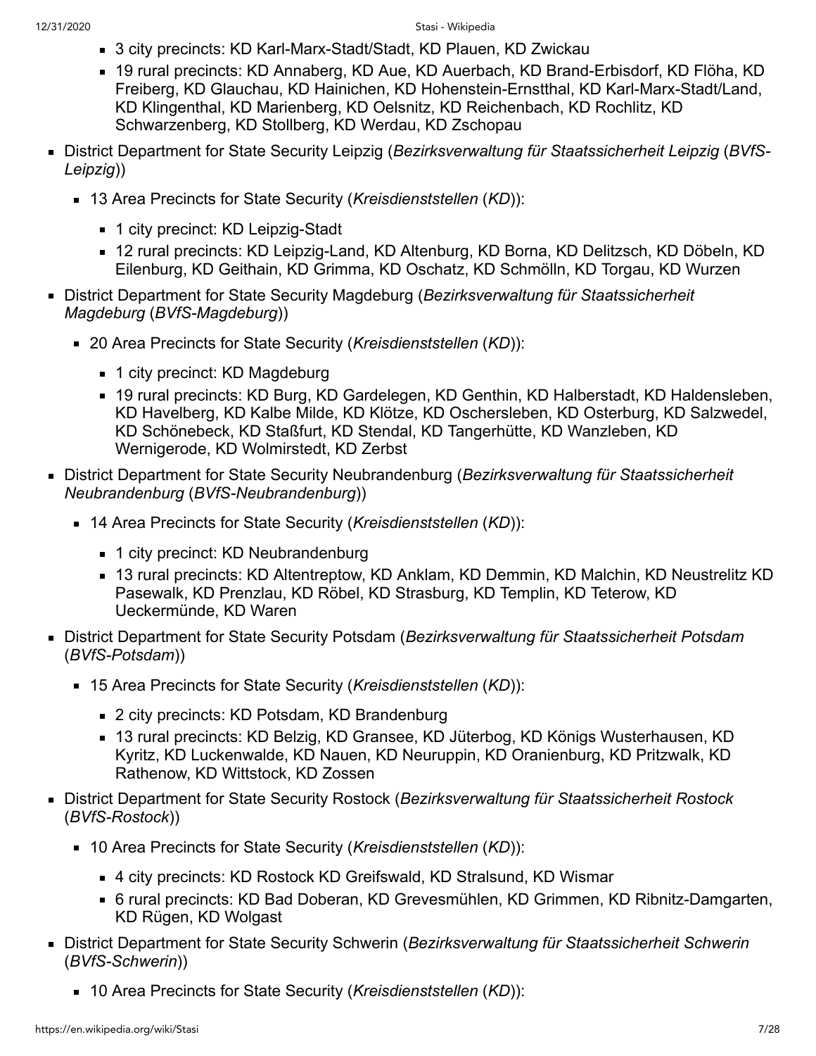- 3 city precincts: KD Karl-Marx-Stadt/Stadt, KD Plauen, KD Zwickau
    - 19 rural precincts: KD Annaberg, KD Aue, KD Auerbach, KD Brand-Erbisdorf, KD Flöha, KD Freiberg, KD Glauchau, KD Hainichen, KD Hohenstein-Ernstthal, KD Karl-Marx-Stadt/Land, KD Klingenthal, KD Marienberg, KD Oelsnitz, KD Reichenbach, KD Rochlitz, KD Schwarzenberg, KD Stollberg, KD Werdau, KD Zschopau
- District Department for State Security Leipzig (*Bezirksverwaltung für Staatssicherheit Leipzig* (*BVfS-Leipzig*))
  - 13 Area Precincts for State Security (*Kreisdienststellen* (*KD*)):
    - 1 city precinct: KD Leipzig-Stadt
    - 12 rural precincts: KD Leipzig-Land, KD Altenburg, KD Borna, KD Delitzsch, KD Döbeln, KD Eilenburg, KD Geithain, KD Grimma, KD Oschatz, KD Schmölln, KD Torgau, KD Wurzen
- District Department for State Security Magdeburg (*Bezirksverwaltung für Staatssicherheit Magdeburg* (*BVfS-Magdeburg*))
  - 20 Area Precincts for State Security (*Kreisdienststellen* (*KD*)):
    - 1 city precinct: KD Magdeburg
    - 19 rural precincts: KD Burg, KD Gardelegen, KD Genthin, KD Halberstadt, KD Haldensleben, KD Havelberg, KD Kalbe Milde, KD Klötze, KD Oschersleben, KD Osterburg, KD Salzwedel, KD Schönebeck, KD Staßfurt, KD Stendal, KD Tangerhütte, KD Wanzleben, KD Wernigerode, KD Wolmirstedt, KD Zerbst
- District Department for State Security Neubrandenburg (*Bezirksverwaltung für Staatssicherheit Neubrandenburg* (*BVfS-Neubrandenburg*))
  - 14 Area Precincts for State Security (*Kreisdienststellen* (*KD*)):
    - 1 city precinct: KD Neubrandenburg
    - 13 rural precincts: KD Altentreptow, KD Anklam, KD Demmin, KD Malchin, KD Neustrelitz KD Pasewalk, KD Prenzlau, KD Röbel, KD Strasburg, KD Templin, KD Teterow, KD Ueckermünde, KD Waren
- District Department for State Security Potsdam (*Bezirksverwaltung für Staatssicherheit Potsdam* (*BVfS-Potsdam*))
  - 15 Area Precincts for State Security (*Kreisdienststellen* (*KD*)):
    - 2 city precincts: KD Potsdam, KD Brandenburg
    - 13 rural precincts: KD Belzig, KD Gransee, KD Jüterbog, KD Königs Wusterhausen, KD Kyritz, KD Luckenwalde, KD Nauen, KD Neuruppin, KD Oranienburg, KD Pritzwalk, KD Rathenow, KD Wittstock, KD Zossen
- District Department for State Security Rostock (*Bezirksverwaltung für Staatssicherheit Rostock* (*BVfS-Rostock*))
  - 10 Area Precincts for State Security (*Kreisdienststellen* (*KD*)):
    - 4 city precincts: KD Rostock KD Greifswald, KD Stralsund, KD Wismar
    - 6 rural precincts: KD Bad Doberan, KD Grevesmühlen, KD Grimmen, KD Ribnitz-Damgarten, KD Rügen, KD Wolgast
- District Department for State Security Schwerin (*Bezirksverwaltung für Staatssicherheit Schwerin* (*BVfS-Schwerin*))
  - 10 Area Precincts for State Security (*Kreisdienststellen* (*KD*)):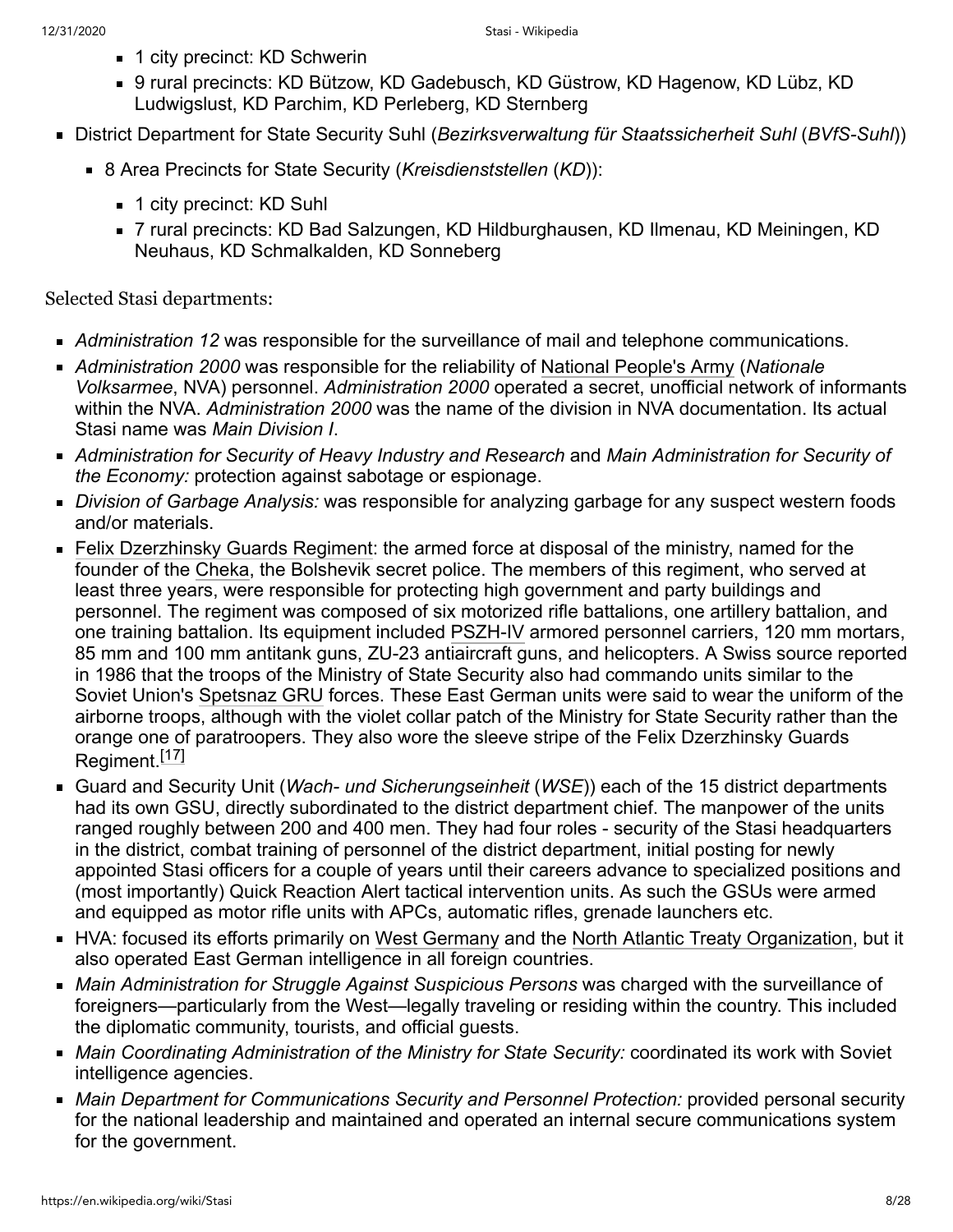- 1 city precinct: KD Schwerin
    - 9 rural precincts: KD Bützow, KD Gadebusch, KD Güstrow, KD Hagenow, KD Lübz, KD Ludwigslust, KD Parchim, KD Perleberg, KD Sternberg
- District Department for State Security Suhl (*Bezirksverwaltung für Staatssicherheit Suhl* (*BVfS-Suhl*))
  - 8 Area Precincts for State Security (*Kreisdienststellen* (*KD*)):
    - 1 city precinct: KD Suhl
    - 7 rural precincts: KD Bad Salzungen, KD Hildburghausen, KD Ilmenau, KD Meiningen, KD Neuhaus, KD Schmalkalden, KD Sonneberg

Selected Stasi departments:

- *Administration 12* was responsible for the surveillance of mail and telephone communications.
- *Administration 2000* was responsible for the reliability of National People's Army (*Nationale Volksarmee*, NVA) personnel. *Administration 2000* operated a secret, unofficial network of informants within the NVA. *Administration 2000* was the name of the division in NVA documentation. Its actual Stasi name was *Main Division I*.
- *Administration for Security of Heavy Industry and Research* and *Main Administration for Security of the Economy:* protection against sabotage or espionage.
- *Division of Garbage Analysis:* was responsible for analyzing garbage for any suspect western foods and/or materials.
- Felix Dzerzhinsky Guards Regiment: the armed force at disposal of the ministry, named for the founder of the Cheka, the Bolshevik secret police. The members of this regiment, who served at least three years, were responsible for protecting high government and party buildings and personnel. The regiment was composed of six motorized rifle battalions, one artillery battalion, and one training battalion. Its equipment included PSZH-IV armored personnel carriers, 120 mm mortars, 85 mm and 100 mm antitank guns, ZU-23 antiaircraft guns, and helicopters. A Swiss source reported in 1986 that the troops of the Ministry of State Security also had commando units similar to the Soviet Union's Spetsnaz GRU forces. These East German units were said to wear the uniform of the airborne troops, although with the violet collar patch of the Ministry for State Security rather than the orange one of paratroopers. They also wore the sleeve stripe of the Felix Dzerzhinsky Guards Regiment.[17]
- Guard and Security Unit (*Wach- und Sicherungseinheit* (*WSE*)) each of the 15 district departments had its own GSU, directly subordinated to the district department chief. The manpower of the units ranged roughly between 200 and 400 men. They had four roles - security of the Stasi headquarters in the district, combat training of personnel of the district department, initial posting for newly appointed Stasi officers for a couple of years until their careers advance to specialized positions and (most importantly) Quick Reaction Alert tactical intervention units. As such the GSUs were armed and equipped as motor rifle units with APCs, automatic rifles, grenade launchers etc.
- HVA: focused its efforts primarily on West Germany and the North Atlantic Treaty Organization, but it also operated East German intelligence in all foreign countries.
- *Main Administration for Struggle Against Suspicious Persons* was charged with the surveillance of foreigners—particularly from the West—legally traveling or residing within the country. This included the diplomatic community, tourists, and official guests.
- *Main Coordinating Administration of the Ministry for State Security:* coordinated its work with Soviet intelligence agencies.
- *Main Department for Communications Security and Personnel Protection:* provided personal security for the national leadership and maintained and operated an internal secure communications system for the government.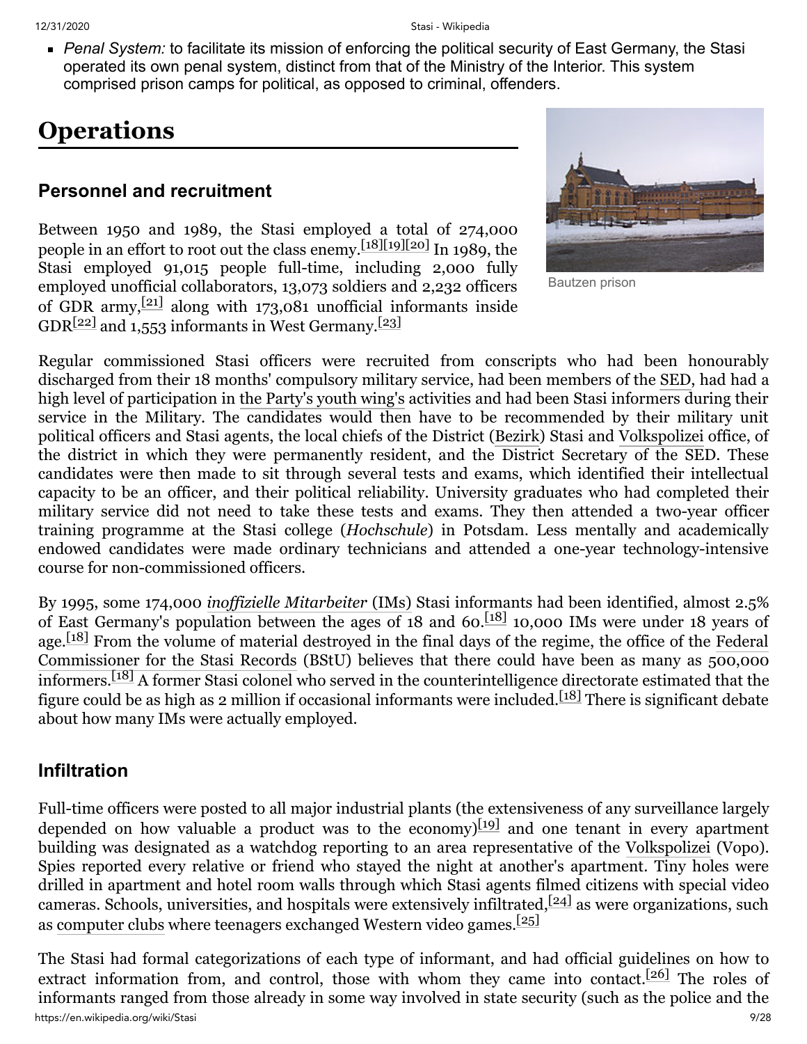- *Penal System:* to facilitate its mission of enforcing the political security of East Germany, the Stasi operated its own penal system, distinct from that of the Ministry of the Interior. This system comprised prison camps for political, as opposed to criminal, offenders.

# Operations

## Personnel and recruitment

Bautzen prison

Between 1950 and 1989, the Stasi employed a total of 274,000 people in an effort to root out the class enemy.[18][19][20] In 1989, the Stasi employed 91,015 people full-time, including 2,000 fully employed unofficial collaborators, 13,073 soldiers and 2,232 officers of GDR army,[21] along with 173,081 unofficial informants inside GDR[22] and 1,553 informants in West Germany.[23]

Regular commissioned Stasi officers were recruited from conscripts who had been honourably discharged from their 18 months' compulsory military service, had been members of the SED, had had a high level of participation in the Party's youth wing's activities and had been Stasi informers during their service in the Military. The candidates would then have to be recommended by their military unit political officers and Stasi agents, the local chiefs of the District (*Bezirk*) Stasi and Volkspolizei office, of the district in which they were permanently resident, and the District Secretary of the SED. These candidates were then made to sit through several tests and exams, which identified their intellectual capacity to be an officer, and their political reliability. University graduates who had completed their military service did not need to take these tests and exams. They then attended a two-year officer training programme at the Stasi college (*Hochschule*) in Potsdam. Less mentally and academically endowed candidates were made ordinary technicians and attended a one-year technology-intensive course for non-commissioned officers.

By 1995, some 174,000 *inoffizielle Mitarbeiter* (IMs) Stasi informants had been identified, almost 2.5% of East Germany's population between the ages of 18 and 60.[18] 10,000 IMs were under 18 years of age.[18] From the volume of material destroyed in the final days of the regime, the office of the Federal Commissioner for the Stasi Records (BStU) believes that there could have been as many as 500,000 informers.[18] A former Stasi colonel who served in the counterintelligence directorate estimated that the figure could be as high as 2 million if occasional informants were included.[18] There is significant debate about how many IMs were actually employed.

## Infiltration

Full-time officers were posted to all major industrial plants (the extensiveness of any surveillance largely depended on how valuable a product was to the economy)[19] and one tenant in every apartment building was designated as a watchdog reporting to an area representative of the Volkspolizei (Vopo). Spies reported every relative or friend who stayed the night at another's apartment. Tiny holes were drilled in apartment and hotel room walls through which Stasi agents filmed citizens with special video cameras. Schools, universities, and hospitals were extensively infiltrated,[24] as were organizations, such as computer clubs where teenagers exchanged Western video games.[25]

The Stasi had formal categorizations of each type of informant, and had official guidelines on how to extract information from, and control, those with whom they came into contact.[26] The roles of informants ranged from those already in some way involved in state security (such as the police and the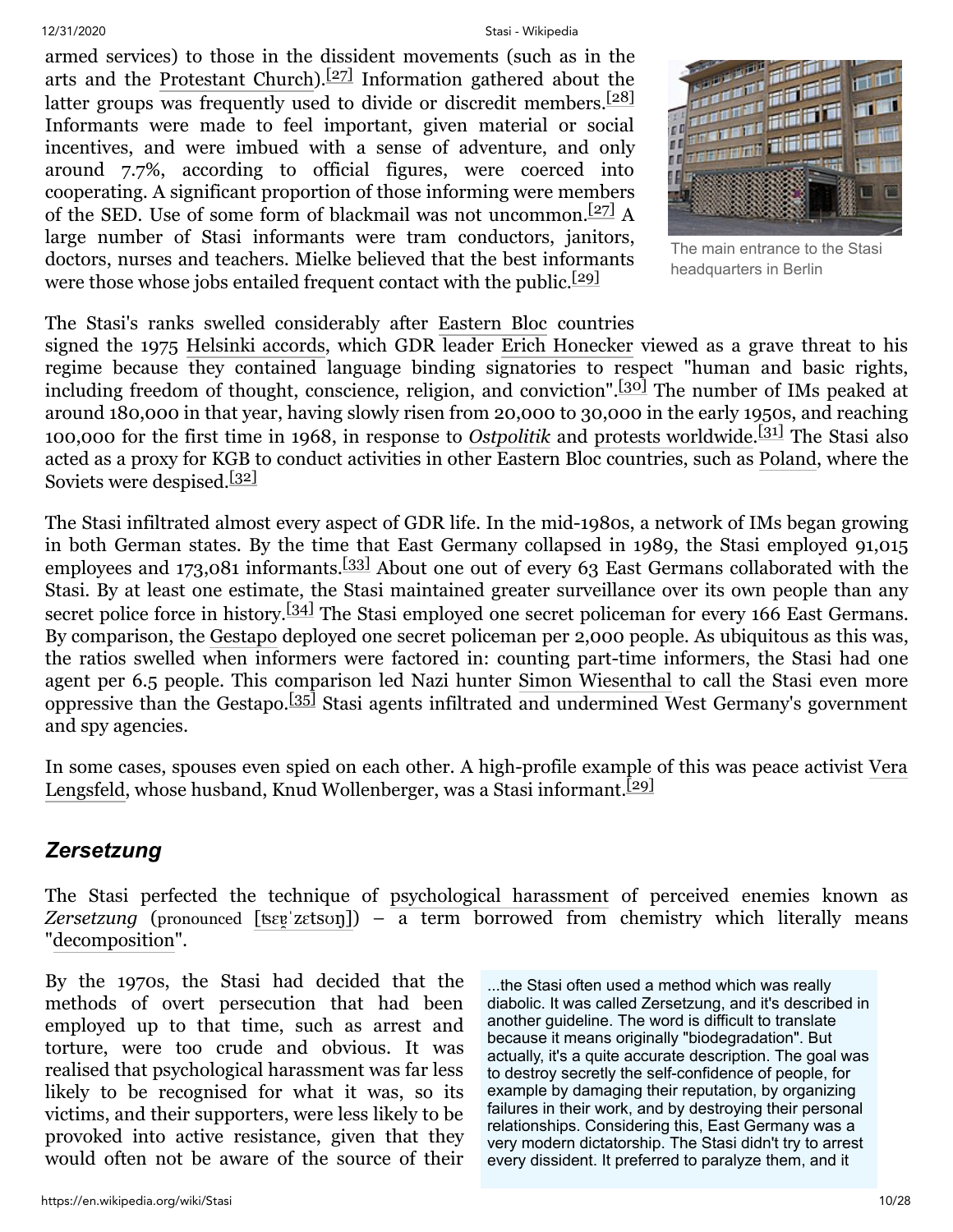armed services) to those in the dissident movements (such as in the arts and the Protestant Church).[27] Information gathered about the latter groups was frequently used to divide or discredit members.[28] Informants were made to feel important, given material or social incentives, and were imbued with a sense of adventure, and only around 7.7%, according to official figures, were coerced into cooperating. A significant proportion of those informing were members of the SED. Use of some form of blackmail was not uncommon.[27] A large number of Stasi informants were tram conductors, janitors, doctors, nurses and teachers. Mielke believed that the best informants were those whose jobs entailed frequent contact with the public.[29]

The main entrance to the Stasi headquarters in Berlin

The Stasi's ranks swelled considerably after Eastern Bloc countries signed the 1975 Helsinki accords, which GDR leader Erich Honecker viewed as a grave threat to his regime because they contained language binding signatories to respect "human and basic rights, including freedom of thought, conscience, religion, and conviction".[30] The number of IMs peaked at around 180,000 in that year, having slowly risen from 20,000 to 30,000 in the early 1950s, and reaching 100,000 for the first time in 1968, in response to *Ostpolitik* and protests worldwide.[31] The Stasi also acted as a proxy for KGB to conduct activities in other Eastern Bloc countries, such as Poland, where the Soviets were despised.[32]

The Stasi infiltrated almost every aspect of GDR life. In the mid-1980s, a network of IMs began growing in both German states. By the time that East Germany collapsed in 1989, the Stasi employed 91,015 employees and 173,081 informants.[33] About one out of every 63 East Germans collaborated with the Stasi. By at least one estimate, the Stasi maintained greater surveillance over its own people than any secret police force in history.[34] The Stasi employed one secret policeman for every 166 East Germans. By comparison, the Gestapo deployed one secret policeman per 2,000 people. As ubiquitous as this was, the ratios swelled when informers were factored in: counting part-time informers, the Stasi had one agent per 6.5 people. This comparison led Nazi hunter Simon Wiesenthal to call the Stasi even more oppressive than the Gestapo.[35] Stasi agents infiltrated and undermined West Germany's government and spy agencies.

In some cases, spouses even spied on each other. A high-profile example of this was peace activist Vera Lengsfeld, whose husband, Knud Wollenberger, was a Stasi informant.[29]

## *Zersetzung*

The Stasi perfected the technique of psychological harassment of perceived enemies known as *Zersetzung* (pronounced [tsɛɐ̯ˈzɛtsʊŋ]) – a term borrowed from chemistry which literally means "decomposition".

By the 1970s, the Stasi had decided that the methods of overt persecution that had been employed up to that time, such as arrest and torture, were too crude and obvious. It was realised that psychological harassment was far less likely to be recognised for what it was, so its victims, and their supporters, were less likely to be provoked into active resistance, given that they would often not be aware of the source of their

> ...the Stasi often used a method which was really diabolic. It was called Zersetzung, and it's described in another guideline. The word is difficult to translate because it means originally "biodegradation". But actually, it's a quite accurate description. The goal was to destroy secretly the self-confidence of people, for example by damaging their reputation, by organizing failures in their work, and by destroying their personal relationships. Considering this, East Germany was a very modern dictatorship. The Stasi didn't try to arrest every dissident. It preferred to paralyze them, and it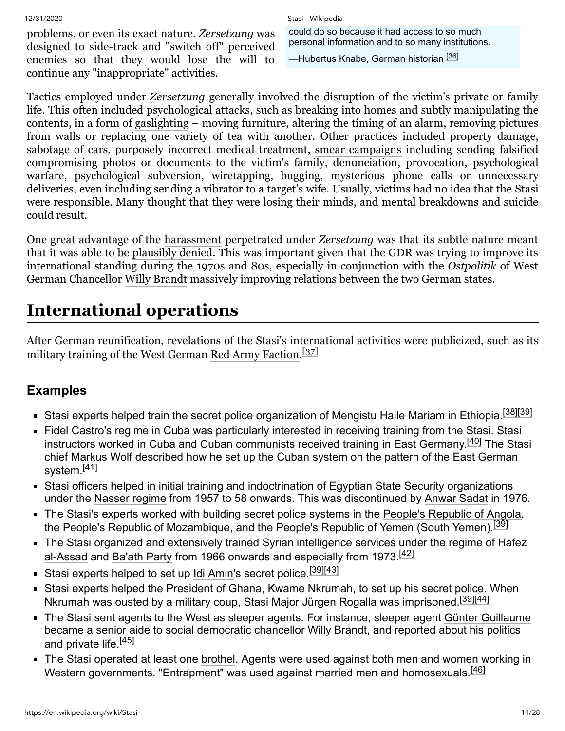problems, or even its exact nature. *Zersetzung* was designed to side-track and "switch off" perceived enemies so that they would lose the will to continue any "inappropriate" activities.

could do so because it had access to so much personal information and to so many institutions.

—Hubertus Knabe, German historian [36]

Tactics employed under *Zersetzung* generally involved the disruption of the victim's private or family life. This often included psychological attacks, such as breaking into homes and subtly manipulating the contents, in a form of gaslighting – moving furniture, altering the timing of an alarm, removing pictures from walls or replacing one variety of tea with another. Other practices included property damage, sabotage of cars, purposely incorrect medical treatment, smear campaigns including sending falsified compromising photos or documents to the victim's family, denunciation, provocation, psychological warfare, psychological subversion, wiretapping, bugging, mysterious phone calls or unnecessary deliveries, even including sending a vibrator to a target's wife. Usually, victims had no idea that the Stasi were responsible. Many thought that they were losing their minds, and mental breakdowns and suicide could result.

One great advantage of the harassment perpetrated under *Zersetzung* was that its subtle nature meant that it was able to be plausibly denied. This was important given that the GDR was trying to improve its international standing during the 1970s and 80s, especially in conjunction with the *Ostpolitik* of West German Chancellor Willy Brandt massively improving relations between the two German states.

# International operations

After German reunification, revelations of the Stasi's international activities were publicized, such as its military training of the West German Red Army Faction.[37]

## Examples

- Stasi experts helped train the secret police organization of Mengistu Haile Mariam in Ethiopia.[38][39]
- Fidel Castro's regime in Cuba was particularly interested in receiving training from the Stasi. Stasi instructors worked in Cuba and Cuban communists received training in East Germany.[40] The Stasi chief Markus Wolf described how he set up the Cuban system on the pattern of the East German system.[41]
- Stasi officers helped in initial training and indoctrination of Egyptian State Security organizations under the Nasser regime from 1957 to 58 onwards. This was discontinued by Anwar Sadat in 1976.
- The Stasi's experts worked with building secret police systems in the People's Republic of Angola, the People's Republic of Mozambique, and the People's Republic of Yemen (South Yemen).[39]
- The Stasi organized and extensively trained Syrian intelligence services under the regime of Hafez al-Assad and Ba'ath Party from 1966 onwards and especially from 1973.[42]
- Stasi experts helped to set up Idi Amin's secret police.[39][43]
- Stasi experts helped the President of Ghana, Kwame Nkrumah, to set up his secret police. When Nkrumah was ousted by a military coup, Stasi Major Jürgen Rogalla was imprisoned.[39][44]
- The Stasi sent agents to the West as sleeper agents. For instance, sleeper agent Günter Guillaume became a senior aide to social democratic chancellor Willy Brandt, and reported about his politics and private life.[45]
- The Stasi operated at least one brothel. Agents were used against both men and women working in Western governments. "Entrapment" was used against married men and homosexuals.[46]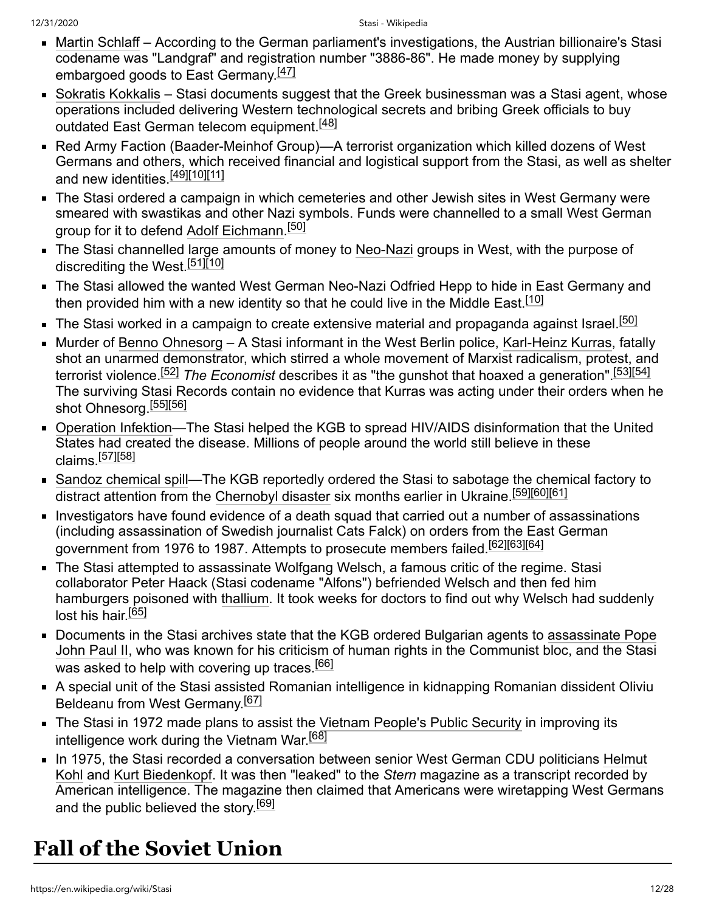- Martin Schlaff – According to the German parliament's investigations, the Austrian billionaire's Stasi codename was "Landgraf" and registration number "3886-86". He made money by supplying embargoed goods to East Germany.[47]
- Sokratis Kokkalis – Stasi documents suggest that the Greek businessman was a Stasi agent, whose operations included delivering Western technological secrets and bribing Greek officials to buy outdated East German telecom equipment.[48]
- Red Army Faction (Baader-Meinhof Group)—A terrorist organization which killed dozens of West Germans and others, which received financial and logistical support from the Stasi, as well as shelter and new identities.[49][10][11]
- The Stasi ordered a campaign in which cemeteries and other Jewish sites in West Germany were smeared with swastikas and other Nazi symbols. Funds were channelled to a small West German group for it to defend Adolf Eichmann.[50]
- The Stasi channelled large amounts of money to Neo-Nazi groups in West, with the purpose of discrediting the West.[51][10]
- The Stasi allowed the wanted West German Neo-Nazi Odfried Hepp to hide in East Germany and then provided him with a new identity so that he could live in the Middle East.[10]
- The Stasi worked in a campaign to create extensive material and propaganda against Israel.[50]
- Murder of Benno Ohnesorg – A Stasi informant in the West Berlin police, Karl-Heinz Kurras, fatally shot an unarmed demonstrator, which stirred a whole movement of Marxist radicalism, protest, and terrorist violence.[52] *The Economist* describes it as "the gunshot that hoaxed a generation".[53][54] The surviving Stasi Records contain no evidence that Kurras was acting under their orders when he shot Ohnesorg.[55][56]
- Operation Infektion—The Stasi helped the KGB to spread HIV/AIDS disinformation that the United States had created the disease. Millions of people around the world still believe in these claims.[57][58]
- Sandoz chemical spill—The KGB reportedly ordered the Stasi to sabotage the chemical factory to distract attention from the Chernobyl disaster six months earlier in Ukraine.[59][60][61]
- Investigators have found evidence of a death squad that carried out a number of assassinations (including assassination of Swedish journalist Cats Falck) on orders from the East German government from 1976 to 1987. Attempts to prosecute members failed.[62][63][64]
- The Stasi attempted to assassinate Wolfgang Welsch, a famous critic of the regime. Stasi collaborator Peter Haack (Stasi codename "Alfons") befriended Welsch and then fed him hamburgers poisoned with thallium. It took weeks for doctors to find out why Welsch had suddenly lost his hair.[65]
- Documents in the Stasi archives state that the KGB ordered Bulgarian agents to assassinate Pope John Paul II, who was known for his criticism of human rights in the Communist bloc, and the Stasi was asked to help with covering up traces.[66]
- A special unit of the Stasi assisted Romanian intelligence in kidnapping Romanian dissident Oliviu Beldeanu from West Germany.[67]
- The Stasi in 1972 made plans to assist the Vietnam People's Public Security in improving its intelligence work during the Vietnam War.[68]
- In 1975, the Stasi recorded a conversation between senior West German CDU politicians Helmut Kohl and Kurt Biedenkopf. It was then "leaked" to the *Stern* magazine as a transcript recorded by American intelligence. The magazine then claimed that Americans were wiretapping West Germans and the public believed the story.[69]

# Fall of the Soviet Union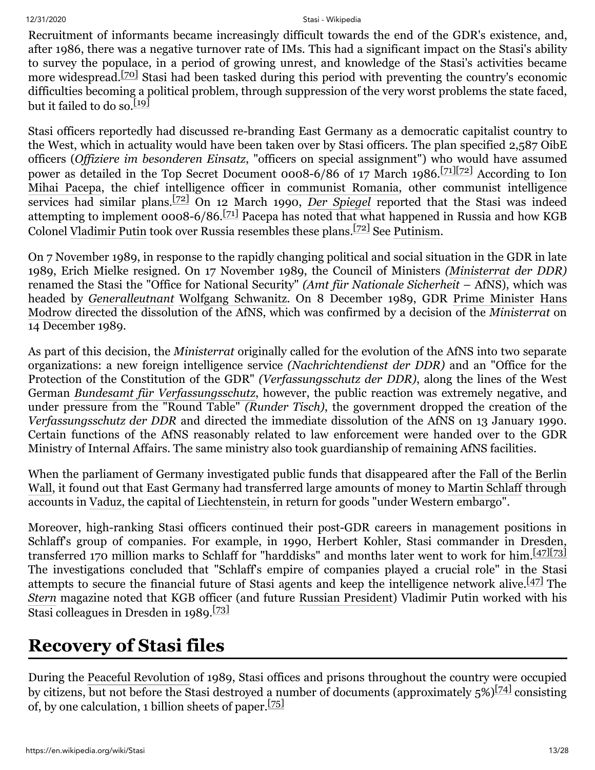Recruitment of informants became increasingly difficult towards the end of the GDR's existence, and, after 1986, there was a negative turnover rate of IMs. This had a significant impact on the Stasi's ability to survey the populace, in a period of growing unrest, and knowledge of the Stasi's activities became more widespread.[70] Stasi had been tasked during this period with preventing the country's economic difficulties becoming a political problem, through suppression of the very worst problems the state faced, but it failed to do so.[19]

Stasi officers reportedly had discussed re-branding East Germany as a democratic capitalist country to the West, which in actuality would have been taken over by Stasi officers. The plan specified 2,587 OibE officers (*Offiziere im besonderen Einsatz*, "officers on special assignment") who would have assumed power as detailed in the Top Secret Document 0008-6/86 of 17 March 1986.[71][72] According to Ion Mihai Pacepa, the chief intelligence officer in communist Romania, other communist intelligence services had similar plans.[72] On 12 March 1990, *Der Spiegel* reported that the Stasi was indeed attempting to implement 0008-6/86.[71] Pacepa has noted that what happened in Russia and how KGB Colonel Vladimir Putin took over Russia resembles these plans.[72] See Putinism.

On 7 November 1989, in response to the rapidly changing political and social situation in the GDR in late 1989, Erich Mielke resigned. On 17 November 1989, the Council of Ministers *(Ministerrat der DDR)* renamed the Stasi the "Office for National Security" *(Amt für Nationale Sicherheit* – AfNS), which was headed by *Generalleutnant* Wolfgang Schwanitz. On 8 December 1989, GDR Prime Minister Hans Modrow directed the dissolution of the AfNS, which was confirmed by a decision of the *Ministerrat* on 14 December 1989.

As part of this decision, the *Ministerrat* originally called for the evolution of the AfNS into two separate organizations: a new foreign intelligence service *(Nachrichtendienst der DDR)* and an "Office for the Protection of the Constitution of the GDR" *(Verfassungsschutz der DDR)*, along the lines of the West German *Bundesamt für Verfassungsschutz*, however, the public reaction was extremely negative, and under pressure from the "Round Table" *(Runder Tisch)*, the government dropped the creation of the *Verfassungsschutz der DDR* and directed the immediate dissolution of the AfNS on 13 January 1990. Certain functions of the AfNS reasonably related to law enforcement were handed over to the GDR Ministry of Internal Affairs. The same ministry also took guardianship of remaining AfNS facilities.

When the parliament of Germany investigated public funds that disappeared after the Fall of the Berlin Wall, it found out that East Germany had transferred large amounts of money to Martin Schlaff through accounts in Vaduz, the capital of Liechtenstein, in return for goods "under Western embargo".

Moreover, high-ranking Stasi officers continued their post-GDR careers in management positions in Schlaff's group of companies. For example, in 1990, Herbert Kohler, Stasi commander in Dresden, transferred 170 million marks to Schlaff for "harddisks" and months later went to work for him.[47][73] The investigations concluded that "Schlaff's empire of companies played a crucial role" in the Stasi attempts to secure the financial future of Stasi agents and keep the intelligence network alive.[47] The *Stern* magazine noted that KGB officer (and future Russian President) Vladimir Putin worked with his Stasi colleagues in Dresden in 1989.[73]

# Recovery of Stasi files

During the Peaceful Revolution of 1989, Stasi offices and prisons throughout the country were occupied by citizens, but not before the Stasi destroyed a number of documents (approximately 5%)[74] consisting of, by one calculation, 1 billion sheets of paper.[75]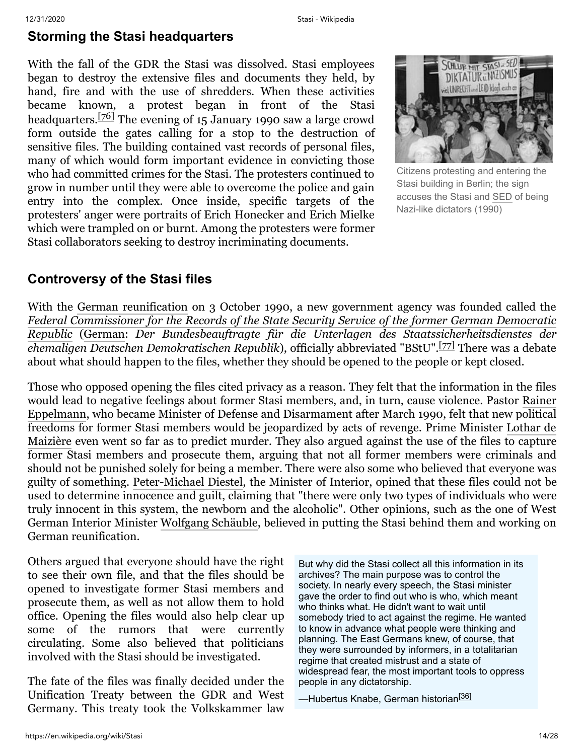## Storming the Stasi headquarters

With the fall of the GDR the Stasi was dissolved. Stasi employees began to destroy the extensive files and documents they held, by hand, fire and with the use of shredders. When these activities became known, a protest began in front of the Stasi headquarters.[76] The evening of 15 January 1990 saw a large crowd form outside the gates calling for a stop to the destruction of sensitive files. The building contained vast records of personal files, many of which would form important evidence in convicting those who had committed crimes for the Stasi. The protesters continued to grow in number until they were able to overcome the police and gain entry into the complex. Once inside, specific targets of the protesters' anger were portraits of Erich Honecker and Erich Mielke which were trampled on or burnt. Among the protesters were former Stasi collaborators seeking to destroy incriminating documents.

Citizens protesting and entering the Stasi building in Berlin; the sign accuses the Stasi and SED of being Nazi-like dictators (1990)

## Controversy of the Stasi files

With the German reunification on 3 October 1990, a new government agency was founded called the *Federal Commissioner for the Records of the State Security Service of the former German Democratic Republic* (German: *Der Bundesbeauftragte für die Unterlagen des Staatssicherheitsdienstes der ehemaligen Deutschen Demokratischen Republik*), officially abbreviated "BStU".[77] There was a debate about what should happen to the files, whether they should be opened to the people or kept closed.

Those who opposed opening the files cited privacy as a reason. They felt that the information in the files would lead to negative feelings about former Stasi members, and, in turn, cause violence. Pastor Rainer Eppelmann, who became Minister of Defense and Disarmament after March 1990, felt that new political freedoms for former Stasi members would be jeopardized by acts of revenge. Prime Minister Lothar de Maizière even went so far as to predict murder. They also argued against the use of the files to capture former Stasi members and prosecute them, arguing that not all former members were criminals and should not be punished solely for being a member. There were also some who believed that everyone was guilty of something. Peter-Michael Diestel, the Minister of Interior, opined that these files could not be used to determine innocence and guilt, claiming that "there were only two types of individuals who were truly innocent in this system, the newborn and the alcoholic". Other opinions, such as the one of West German Interior Minister Wolfgang Schäuble, believed in putting the Stasi behind them and working on German reunification.

Others argued that everyone should have the right to see their own file, and that the files should be opened to investigate former Stasi members and prosecute them, as well as not allow them to hold office. Opening the files would also help clear up some of the rumors that were currently circulating. Some also believed that politicians involved with the Stasi should be investigated.

> But why did the Stasi collect all this information in its archives? The main purpose was to control the society. In nearly every speech, the Stasi minister gave the order to find out who is who, which meant who thinks what. He didn't want to wait until somebody tried to act against the regime. He wanted to know in advance what people were thinking and planning. The East Germans knew, of course, that they were surrounded by informers, in a totalitarian regime that created mistrust and a state of widespread fear, the most important tools to oppress people in any dictatorship.
>
> —Hubertus Knabe, German historian[36]

The fate of the files was finally decided under the Unification Treaty between the GDR and West Germany. This treaty took the Volkskammer law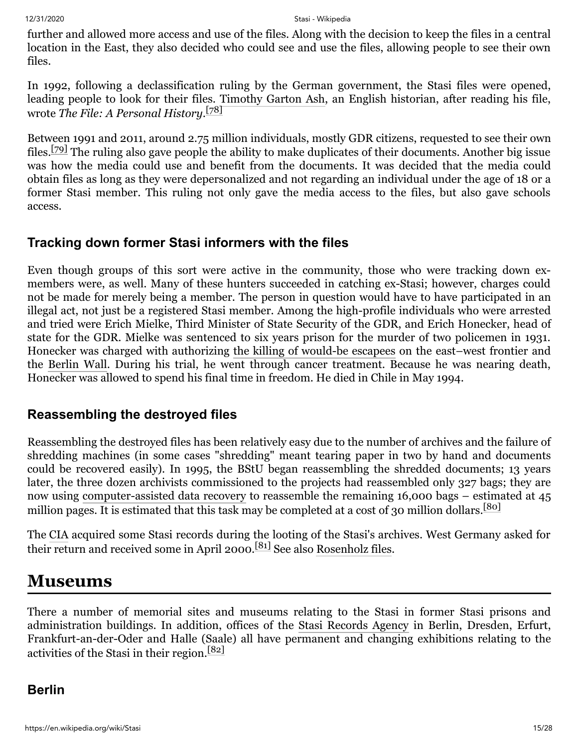further and allowed more access and use of the files. Along with the decision to keep the files in a central location in the East, they also decided who could see and use the files, allowing people to see their own files.

In 1992, following a declassification ruling by the German government, the Stasi files were opened, leading people to look for their files. Timothy Garton Ash, an English historian, after reading his file, wrote *The File: A Personal History*.[78]

Between 1991 and 2011, around 2.75 million individuals, mostly GDR citizens, requested to see their own files.[79] The ruling also gave people the ability to make duplicates of their documents. Another big issue was how the media could use and benefit from the documents. It was decided that the media could obtain files as long as they were depersonalized and not regarding an individual under the age of 18 or a former Stasi member. This ruling not only gave the media access to the files, but also gave schools access.

### Tracking down former Stasi informers with the files

Even though groups of this sort were active in the community, those who were tracking down ex-members were, as well. Many of these hunters succeeded in catching ex-Stasi; however, charges could not be made for merely being a member. The person in question would have to have participated in an illegal act, not just be a registered Stasi member. Among the high-profile individuals who were arrested and tried were Erich Mielke, Third Minister of State Security of the GDR, and Erich Honecker, head of state for the GDR. Mielke was sentenced to six years prison for the murder of two policemen in 1931. Honecker was charged with authorizing the killing of would-be escapees on the east–west frontier and the Berlin Wall. During his trial, he went through cancer treatment. Because he was nearing death, Honecker was allowed to spend his final time in freedom. He died in Chile in May 1994.

### Reassembling the destroyed files

Reassembling the destroyed files has been relatively easy due to the number of archives and the failure of shredding machines (in some cases "shredding" meant tearing paper in two by hand and documents could be recovered easily). In 1995, the BStU began reassembling the shredded documents; 13 years later, the three dozen archivists commissioned to the projects had reassembled only 327 bags; they are now using computer-assisted data recovery to reassemble the remaining 16,000 bags – estimated at 45 million pages. It is estimated that this task may be completed at a cost of 30 million dollars.[80]

The CIA acquired some Stasi records during the looting of the Stasi's archives. West Germany asked for their return and received some in April 2000.[81] See also Rosenholz files.

# Museums

There a number of memorial sites and museums relating to the Stasi in former Stasi prisons and administration buildings. In addition, offices of the Stasi Records Agency in Berlin, Dresden, Erfurt, Frankfurt-an-der-Oder and Halle (Saale) all have permanent and changing exhibitions relating to the activities of the Stasi in their region.[82]

### Berlin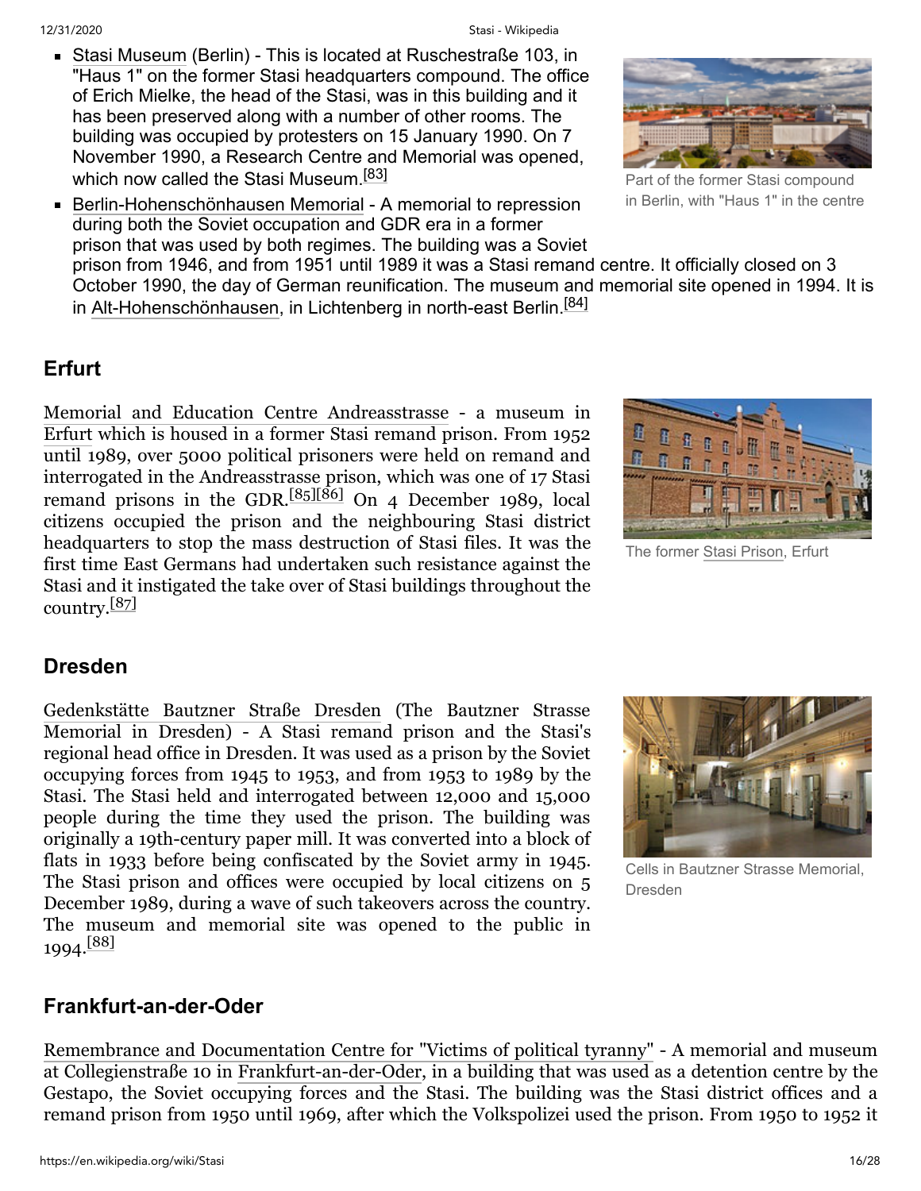- Stasi Museum (Berlin) - This is located at Ruschestraße 103, in "Haus 1" on the former Stasi headquarters compound. The office of Erich Mielke, the head of the Stasi, was in this building and it has been preserved along with a number of other rooms. The building was occupied by protesters on 15 January 1990. On 7 November 1990, a Research Centre and Memorial was opened, which now called the Stasi Museum.[83]
- Berlin-Hohenschönhausen Memorial - A memorial to repression during both the Soviet occupation and GDR era in a former prison that was used by both regimes. The building was a Soviet prison from 1946, and from 1951 until 1989 it was a Stasi remand centre. It officially closed on 3 October 1990, the day of German reunification. The museum and memorial site opened in 1994. It is in Alt-Hohenschönhausen, in Lichtenberg in north-east Berlin.[84]

Part of the former Stasi compound in Berlin, with "Haus 1" in the centre

## Erfurt

Memorial and Education Centre Andreasstrasse - a museum in Erfurt which is housed in a former Stasi remand prison. From 1952 until 1989, over 5000 political prisoners were held on remand and interrogated in the Andreasstrasse prison, which was one of 17 Stasi remand prisons in the GDR.[85][86] On 4 December 1989, local citizens occupied the prison and the neighbouring Stasi district headquarters to stop the mass destruction of Stasi files. It was the first time East Germans had undertaken such resistance against the Stasi and it instigated the take over of Stasi buildings throughout the country.[87]

The former Stasi Prison, Erfurt

## Dresden

Gedenkstätte Bautzner Straße Dresden (The Bautzner Strasse Memorial in Dresden) - A Stasi remand prison and the Stasi's regional head office in Dresden. It was used as a prison by the Soviet occupying forces from 1945 to 1953, and from 1953 to 1989 by the Stasi. The Stasi held and interrogated between 12,000 and 15,000 people during the time they used the prison. The building was originally a 19th-century paper mill. It was converted into a block of flats in 1933 before being confiscated by the Soviet army in 1945. The Stasi prison and offices were occupied by local citizens on 5 December 1989, during a wave of such takeovers across the country. The museum and memorial site was opened to the public in 1994.[88]

Cells in Bautzner Strasse Memorial, Dresden

## Frankfurt-an-der-Oder

Remembrance and Documentation Centre for "Victims of political tyranny" - A memorial and museum at Collegienstraße 10 in Frankfurt-an-der-Oder, in a building that was used as a detention centre by the Gestapo, the Soviet occupying forces and the Stasi. The building was the Stasi district offices and a remand prison from 1950 until 1969, after which the Volkspolizei used the prison. From 1950 to 1952 it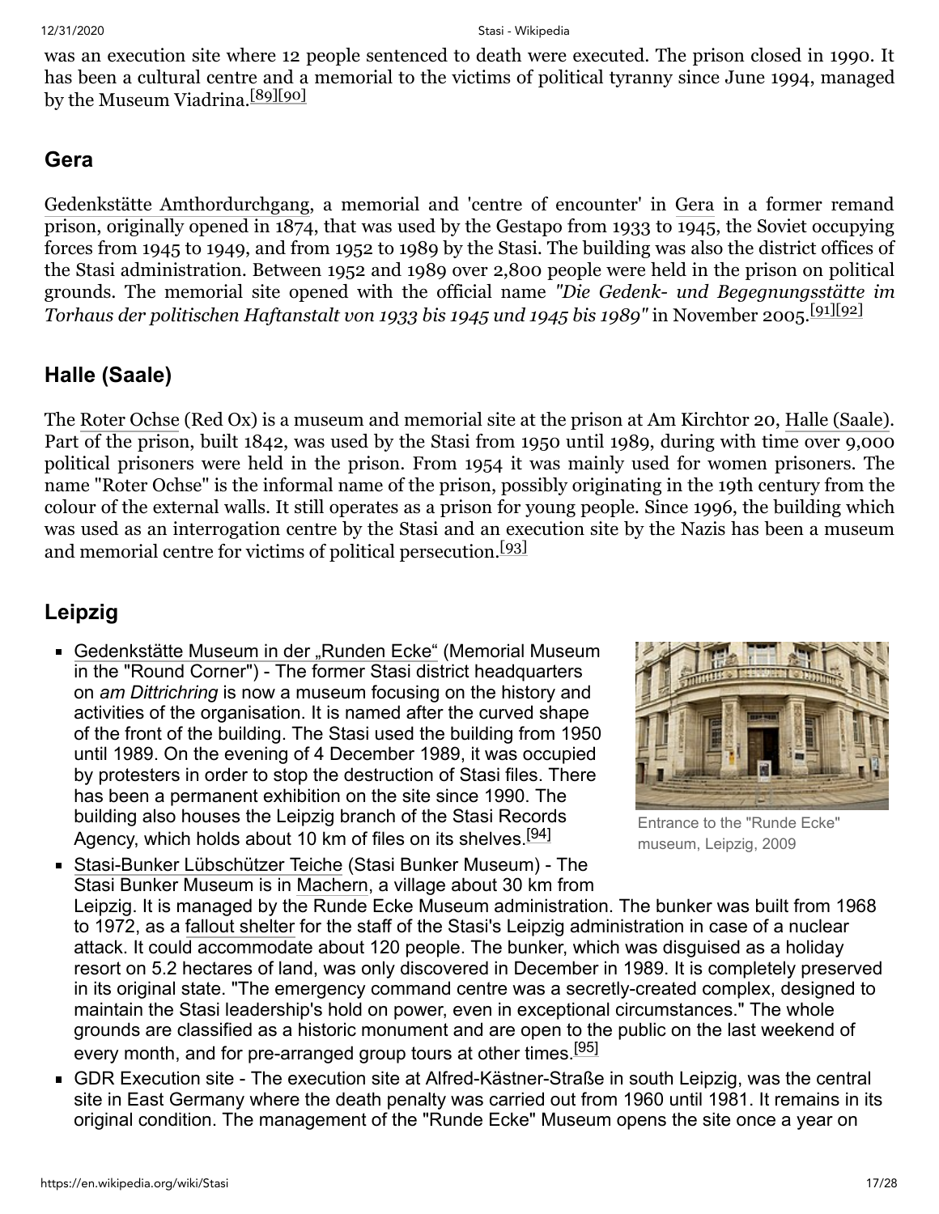was an execution site where 12 people sentenced to death were executed. The prison closed in 1990. It has been a cultural centre and a memorial to the victims of political tyranny since June 1994, managed by the Museum Viadrina.[89][90]

## Gera

Gedenkstätte Amthordurchgang, a memorial and 'centre of encounter' in Gera in a former remand prison, originally opened in 1874, that was used by the Gestapo from 1933 to 1945, the Soviet occupying forces from 1945 to 1949, and from 1952 to 1989 by the Stasi. The building was also the district offices of the Stasi administration. Between 1952 and 1989 over 2,800 people were held in the prison on political grounds. The memorial site opened with the official name *"Die Gedenk- und Begegnungsstätte im Torhaus der politischen Haftanstalt von 1933 bis 1945 und 1945 bis 1989"* in November 2005.[91][92]

## Halle (Saale)

The Roter Ochse (Red Ox) is a museum and memorial site at the prison at Am Kirchtor 20, Halle (Saale). Part of the prison, built 1842, was used by the Stasi from 1950 until 1989, during with time over 9,000 political prisoners were held in the prison. From 1954 it was mainly used for women prisoners. The name "Roter Ochse" is the informal name of the prison, possibly originating in the 19th century from the colour of the external walls. It still operates as a prison for young people. Since 1996, the building which was used as an interrogation centre by the Stasi and an execution site by the Nazis has been a museum and memorial centre for victims of political persecution.[93]

## Leipzig

- Gedenkstätte Museum in der „Runden Ecke" (Memorial Museum in the "Round Corner") - The former Stasi district headquarters on *am Dittrichring* is now a museum focusing on the history and activities of the organisation. It is named after the curved shape of the front of the building. The Stasi used the building from 1950 until 1989. On the evening of 4 December 1989, it was occupied by protesters in order to stop the destruction of Stasi files. There has been a permanent exhibition on the site since 1990. The building also houses the Leipzig branch of the Stasi Records Agency, which holds about 10 km of files on its shelves.[94]

Entrance to the "Runde Ecke" museum, Leipzig, 2009

- Stasi-Bunker Lübschützer Teiche (Stasi Bunker Museum) - The Stasi Bunker Museum is in Machern, a village about 30 km from Leipzig. It is managed by the Runde Ecke Museum administration. The bunker was built from 1968 to 1972, as a fallout shelter for the staff of the Stasi's Leipzig administration in case of a nuclear attack. It could accommodate about 120 people. The bunker, which was disguised as a holiday resort on 5.2 hectares of land, was only discovered in December in 1989. It is completely preserved in its original state. "The emergency command centre was a secretly-created complex, designed to maintain the Stasi leadership's hold on power, even in exceptional circumstances." The whole grounds are classified as a historic monument and are open to the public on the last weekend of every month, and for pre-arranged group tours at other times.[95]
- GDR Execution site - The execution site at Alfred-Kästner-Straße in south Leipzig, was the central site in East Germany where the death penalty was carried out from 1960 until 1981. It remains in its original condition. The management of the "Runde Ecke" Museum opens the site once a year on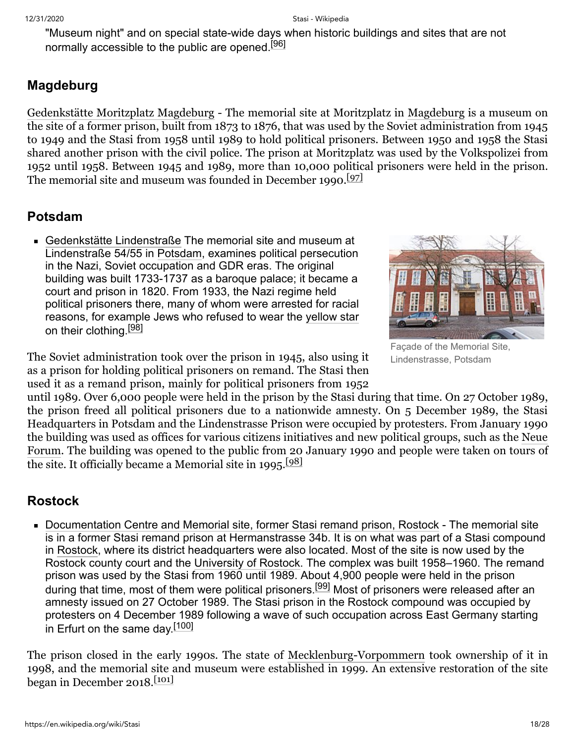"Museum night" and on special state-wide days when historic buildings and sites that are not normally accessible to the public are opened.[96]

## Magdeburg

Gedenkstätte Moritzplatz Magdeburg - The memorial site at Moritzplatz in Magdeburg is a museum on the site of a former prison, built from 1873 to 1876, that was used by the Soviet administration from 1945 to 1949 and the Stasi from 1958 until 1989 to hold political prisoners. Between 1950 and 1958 the Stasi shared another prison with the civil police. The prison at Moritzplatz was used by the Volkspolizei from 1952 until 1958. Between 1945 and 1989, more than 10,000 political prisoners were held in the prison. The memorial site and museum was founded in December 1990.[97]

## Potsdam

- Gedenkstätte Lindenstraße The memorial site and museum at Lindenstraße 54/55 in Potsdam, examines political persecution in the Nazi, Soviet occupation and GDR eras. The original building was built 1733-1737 as a baroque palace; it became a court and prison in 1820. From 1933, the Nazi regime held political prisoners there, many of whom were arrested for racial reasons, for example Jews who refused to wear the yellow star on their clothing.[98]

Façade of the Memorial Site, Lindenstrasse, Potsdam

The Soviet administration took over the prison in 1945, also using it as a prison for holding political prisoners on remand. The Stasi then used it as a remand prison, mainly for political prisoners from 1952 until 1989. Over 6,000 people were held in the prison by the Stasi during that time. On 27 October 1989, the prison freed all political prisoners due to a nationwide amnesty. On 5 December 1989, the Stasi Headquarters in Potsdam and the Lindenstrasse Prison were occupied by protesters. From January 1990 the building was used as offices for various citizens initiatives and new political groups, such as the Neue Forum. The building was opened to the public from 20 January 1990 and people were taken on tours of the site. It officially became a Memorial site in 1995.[98]

## Rostock

- Documentation Centre and Memorial site, former Stasi remand prison, Rostock - The memorial site is in a former Stasi remand prison at Hermanstrasse 34b. It is on what was part of a Stasi compound in Rostock, where its district headquarters were also located. Most of the site is now used by the Rostock county court and the University of Rostock. The complex was built 1958–1960. The remand prison was used by the Stasi from 1960 until 1989. About 4,900 people were held in the prison during that time, most of them were political prisoners.[99] Most of prisoners were released after an amnesty issued on 27 October 1989. The Stasi prison in the Rostock compound was occupied by protesters on 4 December 1989 following a wave of such occupation across East Germany starting in Erfurt on the same day.[100]

The prison closed in the early 1990s. The state of Mecklenburg-Vorpommern took ownership of it in 1998, and the memorial site and museum were established in 1999. An extensive restoration of the site began in December 2018.[101]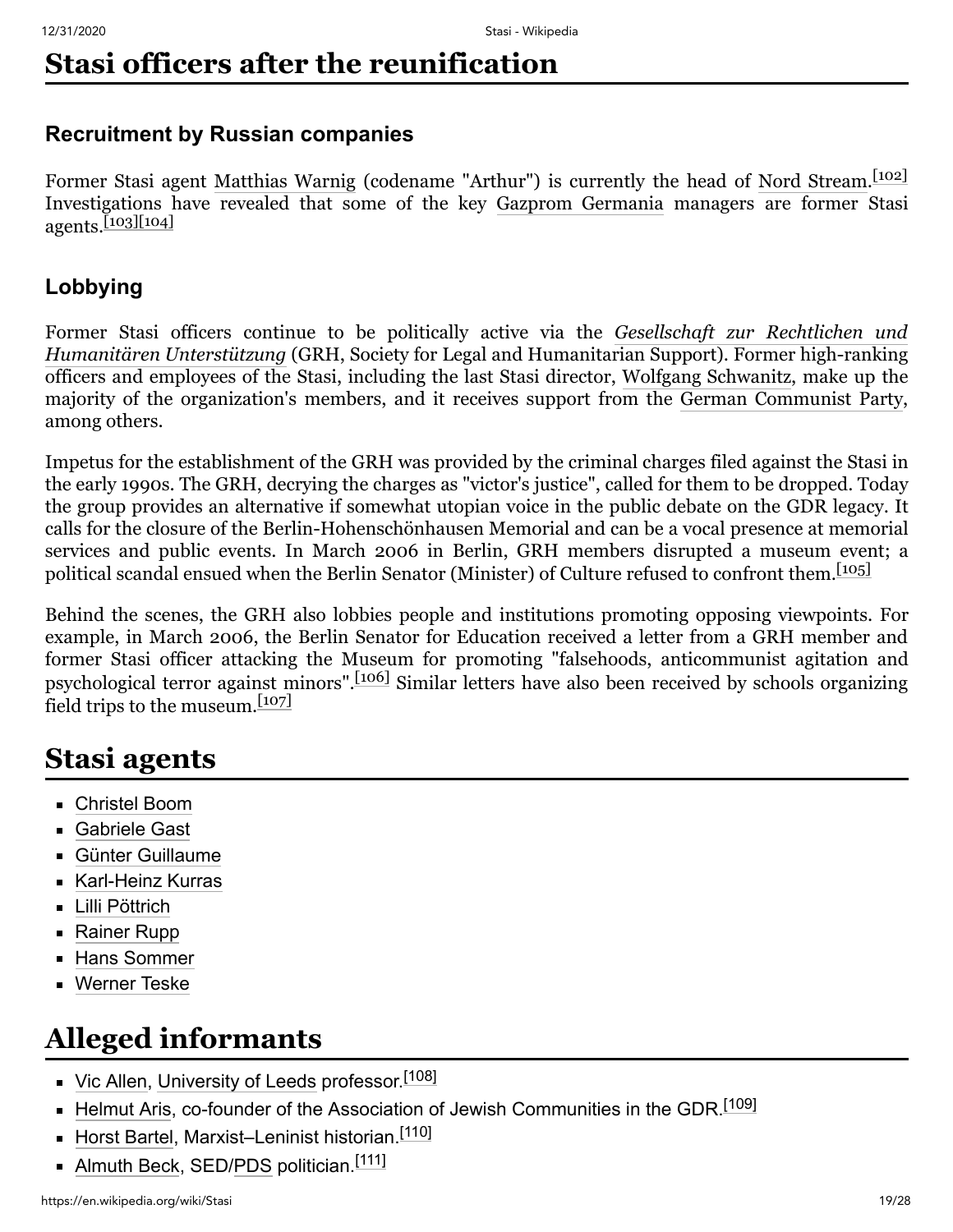# Stasi officers after the reunification

## Recruitment by Russian companies

Former Stasi agent Matthias Warnig (codename "Arthur") is currently the head of Nord Stream.[102] Investigations have revealed that some of the key Gazprom Germania managers are former Stasi agents.[103][104]

## Lobbying

Former Stasi officers continue to be politically active via the *Gesellschaft zur Rechtlichen und Humanitären Unterstützung* (GRH, Society for Legal and Humanitarian Support). Former high-ranking officers and employees of the Stasi, including the last Stasi director, Wolfgang Schwanitz, make up the majority of the organization's members, and it receives support from the German Communist Party, among others.

Impetus for the establishment of the GRH was provided by the criminal charges filed against the Stasi in the early 1990s. The GRH, decrying the charges as "victor's justice", called for them to be dropped. Today the group provides an alternative if somewhat utopian voice in the public debate on the GDR legacy. It calls for the closure of the Berlin-Hohenschönhausen Memorial and can be a vocal presence at memorial services and public events. In March 2006 in Berlin, GRH members disrupted a museum event; a political scandal ensued when the Berlin Senator (Minister) of Culture refused to confront them.[105]

Behind the scenes, the GRH also lobbies people and institutions promoting opposing viewpoints. For example, in March 2006, the Berlin Senator for Education received a letter from a GRH member and former Stasi officer attacking the Museum for promoting "falsehoods, anticommunist agitation and psychological terror against minors".[106] Similar letters have also been received by schools organizing field trips to the museum.[107]

# Stasi agents

- Christel Boom
- Gabriele Gast
- Günter Guillaume
- Karl-Heinz Kurras
- Lilli Pöttrich
- Rainer Rupp
- Hans Sommer
- Werner Teske

# Alleged informants

- Vic Allen, University of Leeds professor.[108]
- Helmut Aris, co-founder of the Association of Jewish Communities in the GDR.[109]
- Horst Bartel, Marxist–Leninist historian.[110]
- Almuth Beck, SED/PDS politician.[111]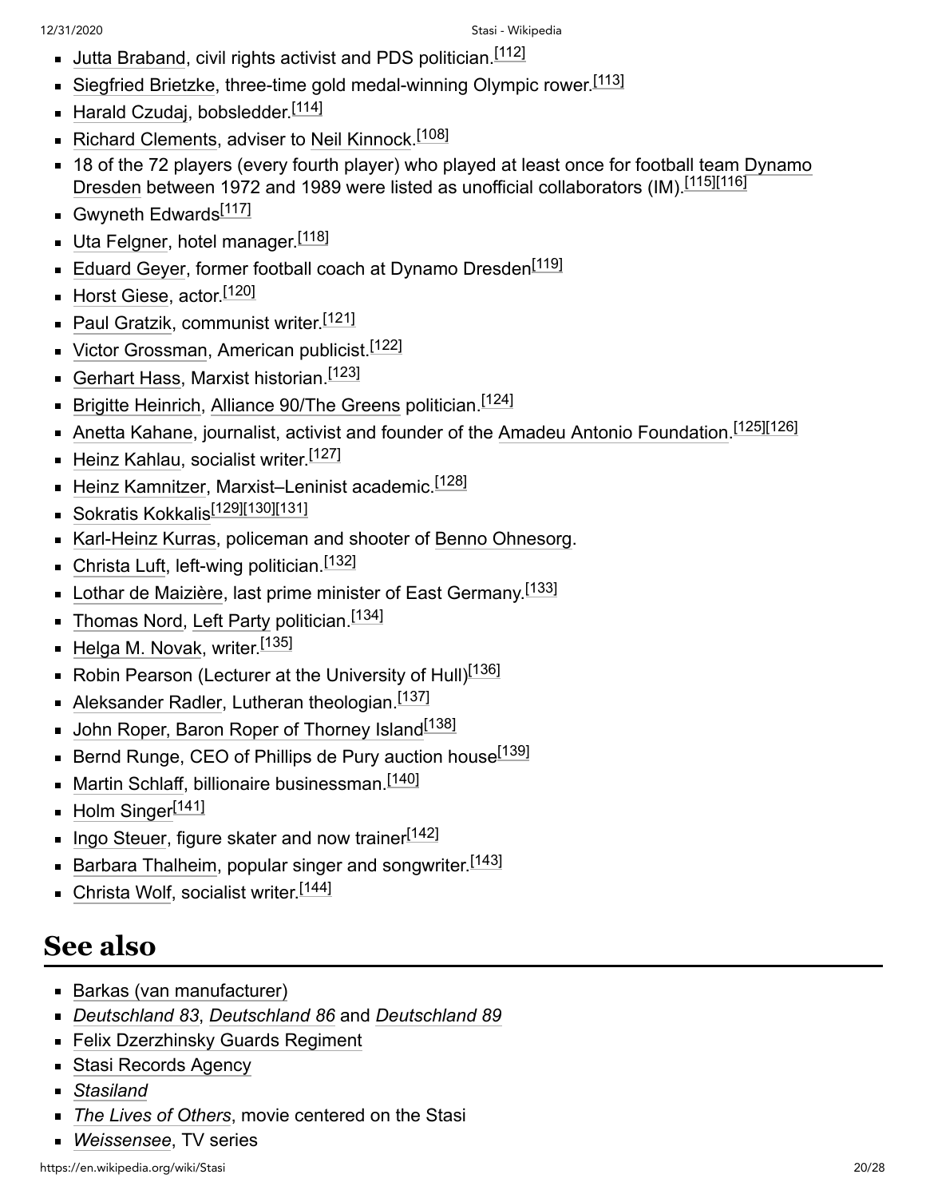- Jutta Braband, civil rights activist and PDS politician.[112]
- Siegfried Brietzke, three-time gold medal-winning Olympic rower.[113]
- Harald Czudaj, bobsledder.[114]
- Richard Clements, adviser to Neil Kinnock.[108]
- 18 of the 72 players (every fourth player) who played at least once for football team Dynamo Dresden between 1972 and 1989 were listed as unofficial collaborators (IM).[115][116]
- Gwyneth Edwards[117]
- Uta Felgner, hotel manager.[118]
- Eduard Geyer, former football coach at Dynamo Dresden[119]
- Horst Giese, actor.[120]
- Paul Gratzik, communist writer.[121]
- Victor Grossman, American publicist.[122]
- Gerhart Hass, Marxist historian.[123]
- Brigitte Heinrich, Alliance 90/The Greens politician.[124]
- Anetta Kahane, journalist, activist and founder of the Amadeu Antonio Foundation.[125][126]
- Heinz Kahlau, socialist writer.[127]
- Heinz Kamnitzer, Marxist–Leninist academic.[128]
- Sokratis Kokkalis[129][130][131]
- Karl-Heinz Kurras, policeman and shooter of Benno Ohnesorg.
- Christa Luft, left-wing politician.[132]
- Lothar de Maizière, last prime minister of East Germany.[133]
- Thomas Nord, Left Party politician.[134]
- Helga M. Novak, writer.[135]
- Robin Pearson (Lecturer at the University of Hull)[136]
- Aleksander Radler, Lutheran theologian.[137]
- John Roper, Baron Roper of Thorney Island[138]
- Bernd Runge, CEO of Phillips de Pury auction house[139]
- Martin Schlaff, billionaire businessman.[140]
- Holm Singer[141]
- Ingo Steuer, figure skater and now trainer[142]
- Barbara Thalheim, popular singer and songwriter.[143]
- Christa Wolf, socialist writer.[144]

## See also

- Barkas (van manufacturer)
- *Deutschland 83*, *Deutschland 86* and *Deutschland 89*
- Felix Dzerzhinsky Guards Regiment
- Stasi Records Agency
- *Stasiland*
- *The Lives of Others*, movie centered on the Stasi
- *Weissensee*, TV series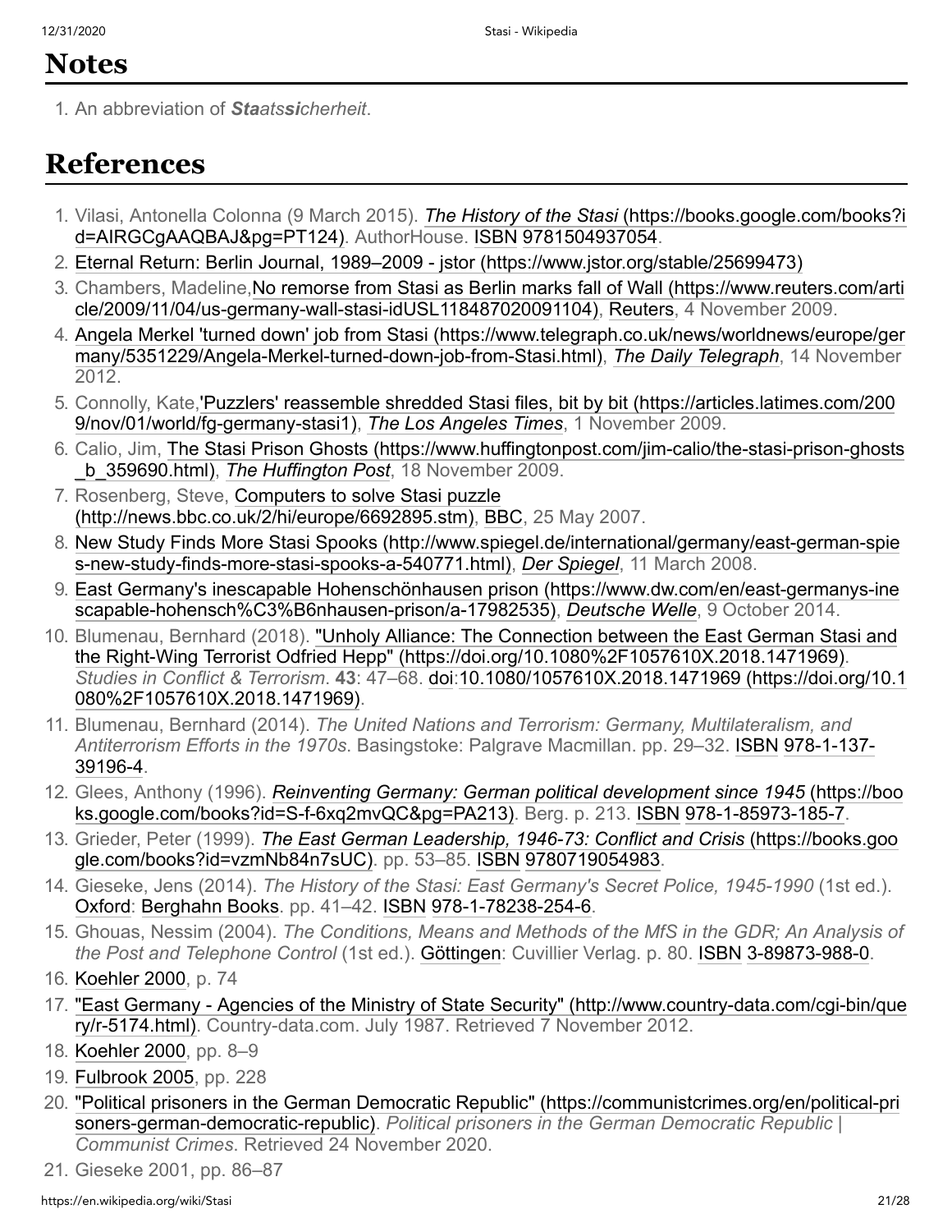## Notes

1. An abbreviation of ***Sta**ats**si**cherheit*.

## References

1. Vilasi, Antonella Colonna (9 March 2015). [*The History of the Stasi* (https://books.google.com/books?id=AIRGCgAAQBAJ&pg=PT124)](https://books.google.com/books?id=AIRGCgAAQBAJ&pg=PT124). AuthorHouse. ISBN 9781504937054.
2. [Eternal Return: Berlin Journal, 1989–2009 - jstor (https://www.jstor.org/stable/25699473)](https://www.jstor.org/stable/25699473)
3. Chambers, Madeline,[No remorse from Stasi as Berlin marks fall of Wall (https://www.reuters.com/article/2009/11/04/us-germany-wall-stasi-idUSL118487020091104)](https://www.reuters.com/article/2009/11/04/us-germany-wall-stasi-idUSL118487020091104), Reuters, 4 November 2009.
4. [Angela Merkel 'turned down' job from Stasi (https://www.telegraph.co.uk/news/worldnews/europe/germany/5351229/Angela-Merkel-turned-down-job-from-Stasi.html)](https://www.telegraph.co.uk/news/worldnews/europe/germany/5351229/Angela-Merkel-turned-down-job-from-Stasi.html), *The Daily Telegraph*, 14 November 2012.
5. Connolly, Kate,['Puzzlers' reassemble shredded Stasi files, bit by bit (https://articles.latimes.com/2009/nov/01/world/fg-germany-stasi1)](https://articles.latimes.com/2009/nov/01/world/fg-germany-stasi1), *The Los Angeles Times*, 1 November 2009.
6. Calio, Jim, [The Stasi Prison Ghosts (https://www.huffingtonpost.com/jim-calio/the-stasi-prison-ghosts_b_359690.html)](https://www.huffingtonpost.com/jim-calio/the-stasi-prison-ghosts_b_359690.html), *The Huffington Post*, 18 November 2009.
7. Rosenberg, Steve, [Computers to solve Stasi puzzle (http://news.bbc.co.uk/2/hi/europe/6692895.stm)](http://news.bbc.co.uk/2/hi/europe/6692895.stm), BBC, 25 May 2007.
8. [New Study Finds More Stasi Spooks (http://www.spiegel.de/international/germany/east-german-spies-new-study-finds-more-stasi-spooks-a-540771.html)](http://www.spiegel.de/international/germany/east-german-spies-new-study-finds-more-stasi-spooks-a-540771.html), *Der Spiegel*, 11 March 2008.
9. [East Germany's inescapable Hohenschönhausen prison (https://www.dw.com/en/east-germanys-inescapable-hohensch%C3%B6nhausen-prison/a-17982535)](https://www.dw.com/en/east-germanys-inescapable-hohensch%C3%B6nhausen-prison/a-17982535), *Deutsche Welle*, 9 October 2014.
10. Blumenau, Bernhard (2018). ["Unholy Alliance: The Connection between the East German Stasi and the Right-Wing Terrorist Odfried Hepp" (https://doi.org/10.1080%2F1057610X.2018.1471969)](https://doi.org/10.1080%2F1057610X.2018.1471969). *Studies in Conflict & Terrorism*. **43**: 47–68. doi:[10.1080/1057610X.2018.1471969 (https://doi.org/10.1080%2F1057610X.2018.1471969)](https://doi.org/10.1080%2F1057610X.2018.1471969).
11. Blumenau, Bernhard (2014). *The United Nations and Terrorism: Germany, Multilateralism, and Antiterrorism Efforts in the 1970s*. Basingstoke: Palgrave Macmillan. pp. 29–32. ISBN 978-1-137-39196-4.
12. Glees, Anthony (1996). [*Reinventing Germany: German political development since 1945* (https://books.google.com/books?id=S-f-6xq2mvQC&pg=PA213)](https://books.google.com/books?id=S-f-6xq2mvQC&pg=PA213). Berg. p. 213. ISBN 978-1-85973-185-7.
13. Grieder, Peter (1999). [*The East German Leadership, 1946-73: Conflict and Crisis* (https://books.google.com/books?id=vzmNb84n7sUC)](https://books.google.com/books?id=vzmNb84n7sUC). pp. 53–85. ISBN 9780719054983.
14. Gieseke, Jens (2014). *The History of the Stasi: East Germany's Secret Police, 1945-1990* (1st ed.). Oxford: Berghahn Books. pp. 41–42. ISBN 978-1-78238-254-6.
15. Ghouas, Nessim (2004). *The Conditions, Means and Methods of the MfS in the GDR; An Analysis of the Post and Telephone Control* (1st ed.). Göttingen: Cuvillier Verlag. p. 80. ISBN 3-89873-988-0.
16. Koehler 2000, p. 74
17. ["East Germany - Agencies of the Ministry of State Security" (http://www.country-data.com/cgi-bin/query/r-5174.html)](http://www.country-data.com/cgi-bin/query/r-5174.html). Country-data.com. July 1987. Retrieved 7 November 2012.
18. Koehler 2000, pp. 8–9
19. Fulbrook 2005, pp. 228
20. ["Political prisoners in the German Democratic Republic" (https://communistcrimes.org/en/political-prisoners-german-democratic-republic)](https://communistcrimes.org/en/political-prisoners-german-democratic-republic). *Political prisoners in the German Democratic Republic | Communist Crimes*. Retrieved 24 November 2020.
21. Gieseke 2001, pp. 86–87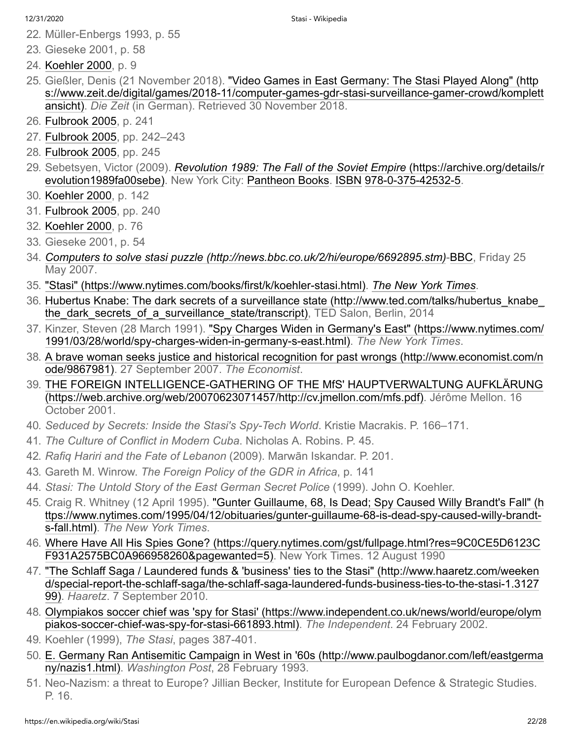22. Müller-Enbergs 1993, p. 55
23. Gieseke 2001, p. 58
24. Koehler 2000, p. 9
25. Gießler, Denis (21 November 2018). "Video Games in East Germany: The Stasi Played Along" (https://www.zeit.de/digital/games/2018-11/computer-games-gdr-stasi-surveillance-gamer-crowd/komplettansicht). *Die Zeit* (in German). Retrieved 30 November 2018.
26. Fulbrook 2005, p. 241
27. Fulbrook 2005, pp. 242–243
28. Fulbrook 2005, pp. 245
29. Sebetsyen, Victor (2009). *Revolution 1989: The Fall of the Soviet Empire* (https://archive.org/details/revolution1989fa00sebe). New York City: Pantheon Books. ISBN 978-0-375-42532-5.
30. Koehler 2000, p. 142
31. Fulbrook 2005, pp. 240
32. Koehler 2000, p. 76
33. Gieseke 2001, p. 54
34. *Computers to solve stasi puzzle (http://news.bbc.co.uk/2/hi/europe/6692895.stm)*-BBC, Friday 25 May 2007.
35. "Stasi" (https://www.nytimes.com/books/first/k/koehler-stasi.html). *The New York Times*.
36. Hubertus Knabe: The dark secrets of a surveillance state (http://www.ted.com/talks/hubertus_knabe_the_dark_secrets_of_a_surveillance_state/transcript), TED Salon, Berlin, 2014
37. Kinzer, Steven (28 March 1991). "Spy Charges Widen in Germany's East" (https://www.nytimes.com/1991/03/28/world/spy-charges-widen-in-germany-s-east.html). *The New York Times*.
38. A brave woman seeks justice and historical recognition for past wrongs (http://www.economist.com/node/9867981). 27 September 2007. *The Economist*.
39. THE FOREIGN INTELLIGENCE-GATHERING OF THE MfS' HAUPTVERWALTUNG AUFKLÄRUNG (https://web.archive.org/web/20070623071457/http://cv.jmellon.com/mfs.pdf). Jérôme Mellon. 16 October 2001.
40. *Seduced by Secrets: Inside the Stasi's Spy-Tech World*. Kristie Macrakis. P. 166–171.
41. *The Culture of Conflict in Modern Cuba*. Nicholas A. Robins. P. 45.
42. *Rafiq Hariri and the Fate of Lebanon* (2009). Marwān Iskandar. P. 201.
43. Gareth M. Winrow. *The Foreign Policy of the GDR in Africa*, p. 141
44. *Stasi: The Untold Story of the East German Secret Police* (1999). John O. Koehler.
45. Craig R. Whitney (12 April 1995). "Gunter Guillaume, 68, Is Dead; Spy Caused Willy Brandt's Fall" (https://www.nytimes.com/1995/04/12/obituaries/gunter-guillaume-68-is-dead-spy-caused-willy-brandt-s-fall.html). *The New York Times*.
46. Where Have All His Spies Gone? (https://query.nytimes.com/gst/fullpage.html?res=9C0CE5D6123CF931A2575BC0A966958260&pagewanted=5). New York Times. 12 August 1990
47. "The Schlaff Saga / Laundered funds & 'business' ties to the Stasi" (http://www.haaretz.com/weekend/special-report-the-schlaff-saga/the-schlaff-saga-laundered-funds-business-ties-to-the-stasi-1.312799). *Haaretz*. 7 September 2010.
48. Olympiakos soccer chief was 'spy for Stasi' (https://www.independent.co.uk/news/world/europe/olympiakos-soccer-chief-was-spy-for-stasi-661893.html). *The Independent*. 24 February 2002.
49. Koehler (1999), *The Stasi*, pages 387-401.
50. E. Germany Ran Antisemitic Campaign in West in '60s (http://www.paulbogdanor.com/left/eastgermany/nazis1.html). *Washington Post*, 28 February 1993.
51. Neo-Nazism: a threat to Europe? Jillian Becker, Institute for European Defence & Strategic Studies. P. 16.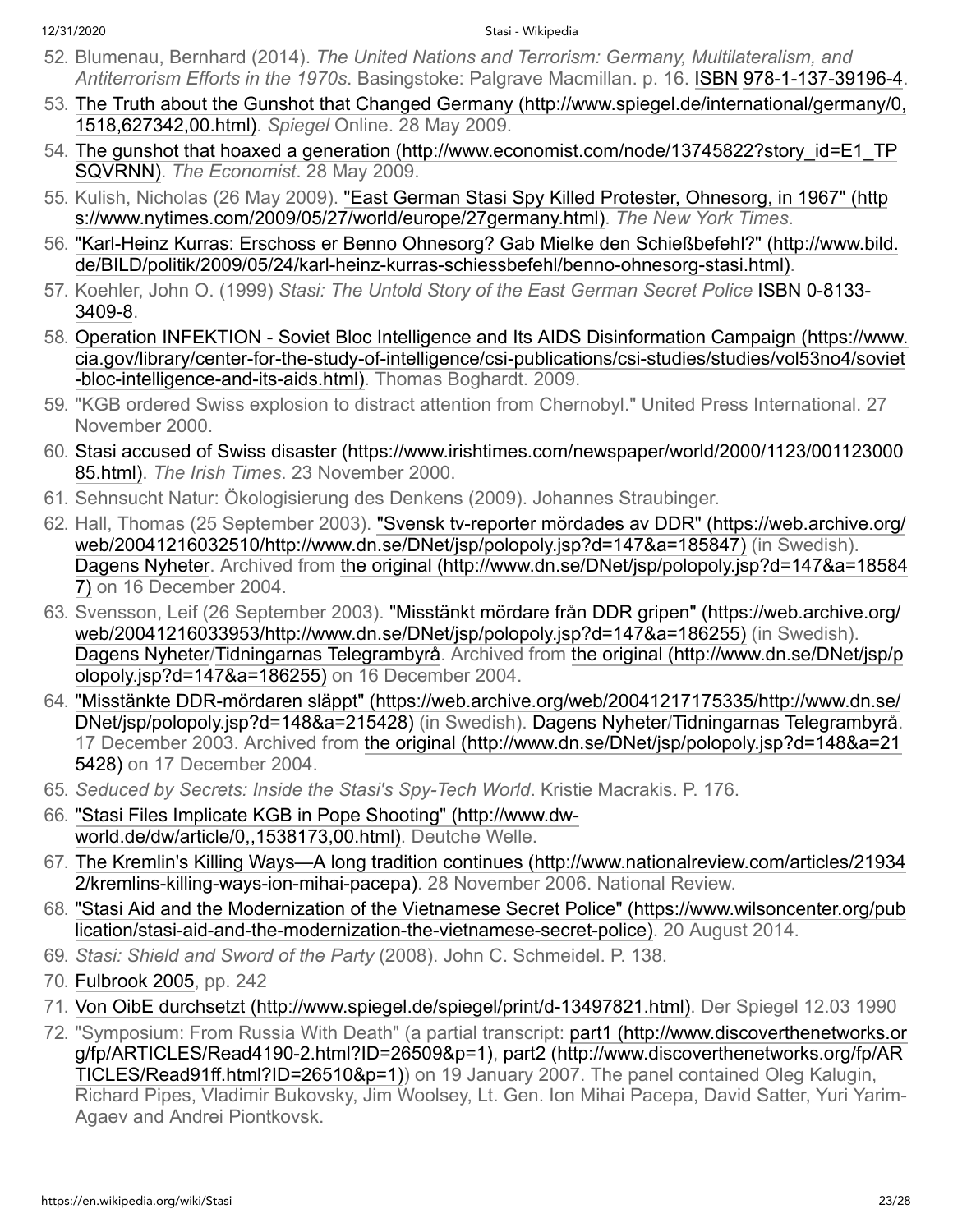52. Blumenau, Bernhard (2014). *The United Nations and Terrorism: Germany, Multilateralism, and Antiterrorism Efforts in the 1970s*. Basingstoke: Palgrave Macmillan. p. 16. ISBN 978-1-137-39196-4.
53. The Truth about the Gunshot that Changed Germany (http://www.spiegel.de/international/germany/0,1518,627342,00.html). *Spiegel* Online. 28 May 2009.
54. The gunshot that hoaxed a generation (http://www.economist.com/node/13745822?story_id=E1_TPSQVRNN). *The Economist*. 28 May 2009.
55. Kulish, Nicholas (26 May 2009). "East German Stasi Spy Killed Protester, Ohnesorg, in 1967" (https://www.nytimes.com/2009/05/27/world/europe/27germany.html). *The New York Times*.
56. "Karl-Heinz Kurras: Erschoss er Benno Ohnesorg? Gab Mielke den Schießbefehl?" (http://www.bild.de/BILD/politik/2009/05/24/karl-heinz-kurras-schiessbefehl/benno-ohnesorg-stasi.html).
57. Koehler, John O. (1999) *Stasi: The Untold Story of the East German Secret Police* ISBN 0-8133-3409-8.
58. Operation INFEKTION - Soviet Bloc Intelligence and Its AIDS Disinformation Campaign (https://www.cia.gov/library/center-for-the-study-of-intelligence/csi-publications/csi-studies/studies/vol53no4/soviet-bloc-intelligence-and-its-aids.html). Thomas Boghardt. 2009.
59. "KGB ordered Swiss explosion to distract attention from Chernobyl." United Press International. 27 November 2000.
60. Stasi accused of Swiss disaster (https://www.irishtimes.com/newspaper/world/2000/1123/00112300085.html). *The Irish Times*. 23 November 2000.
61. Sehnsucht Natur: Ökologisierung des Denkens (2009). Johannes Straubinger.
62. Hall, Thomas (25 September 2003). "Svensk tv-reporter mördades av DDR" (https://web.archive.org/web/20041216032510/http://www.dn.se/DNet/jsp/polopoly.jsp?d=147&a=185847) (in Swedish). Dagens Nyheter. Archived from the original (http://www.dn.se/DNet/jsp/polopoly.jsp?d=147&a=185847) on 16 December 2004.
63. Svensson, Leif (26 September 2003). "Misstänkt mördare från DDR gripen" (https://web.archive.org/web/20041216033953/http://www.dn.se/DNet/jsp/polopoly.jsp?d=147&a=186255) (in Swedish). Dagens Nyheter/Tidningarnas Telegrambyrå. Archived from the original (http://www.dn.se/DNet/jsp/polopoly.jsp?d=147&a=186255) on 16 December 2004.
64. "Misstänkte DDR-mördaren släppt" (https://web.archive.org/web/20041217175335/http://www.dn.se/DNet/jsp/polopoly.jsp?d=148&a=215428) (in Swedish). Dagens Nyheter/Tidningarnas Telegrambyrå. 17 December 2003. Archived from the original (http://www.dn.se/DNet/jsp/polopoly.jsp?d=148&a=215428) on 17 December 2004.
65. *Seduced by Secrets: Inside the Stasi's Spy-Tech World*. Kristie Macrakis. P. 176.
66. "Stasi Files Implicate KGB in Pope Shooting" (http://www.dw-world.de/dw/article/0,,1538173,00.html). Deutche Welle.
67. The Kremlin's Killing Ways—A long tradition continues (http://www.nationalreview.com/articles/219342/kremlins-killing-ways-ion-mihai-pacepa). 28 November 2006. National Review.
68. "Stasi Aid and the Modernization of the Vietnamese Secret Police" (https://www.wilsoncenter.org/publication/stasi-aid-and-the-modernization-the-vietnamese-secret-police). 20 August 2014.
69. *Stasi: Shield and Sword of the Party* (2008). John C. Schmeidel. P. 138.
70. Fulbrook 2005, pp. 242
71. Von OibE durchsetzt (http://www.spiegel.de/spiegel/print/d-13497821.html). Der Spiegel 12.03 1990
72. "Symposium: From Russia With Death" (a partial transcript: part1 (http://www.discoverthenetworks.org/fp/ARTICLES/Read4190-2.html?ID=26509&p=1), part2 (http://www.discoverthenetworks.org/fp/ARTICLES/Read91ff.html?ID=26510&p=1)) on 19 January 2007. The panel contained Oleg Kalugin, Richard Pipes, Vladimir Bukovsky, Jim Woolsey, Lt. Gen. Ion Mihai Pacepa, David Satter, Yuri Yarim-Agaev and Andrei Piontkovsk.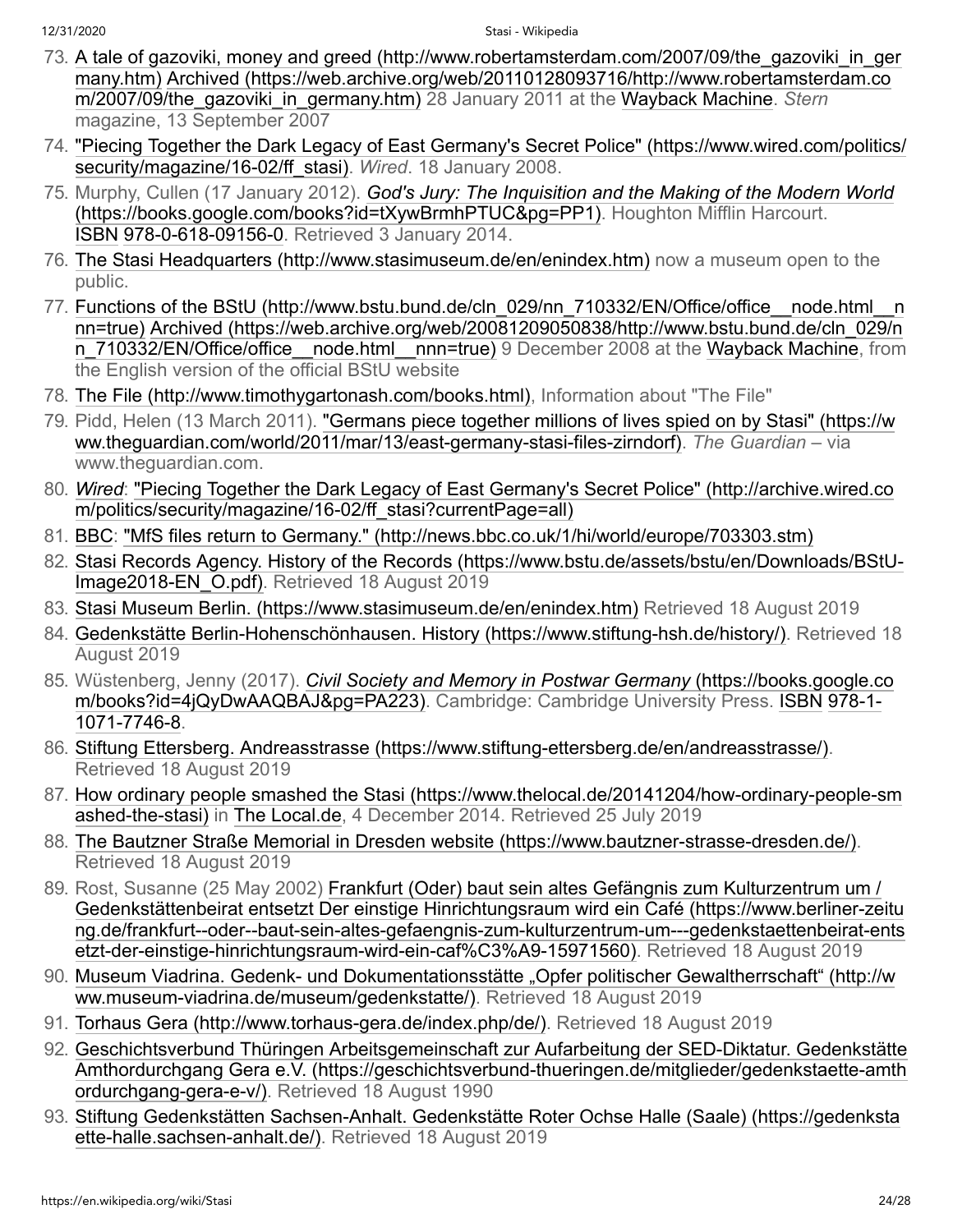73. A tale of gazoviki, money and greed (http://www.robertamsterdam.com/2007/09/the_gazoviki_in_germany.htm) Archived (https://web.archive.org/web/20110128093716/http://www.robertamsterdam.com/2007/09/the_gazoviki_in_germany.htm) 28 January 2011 at the Wayback Machine. *Stern* magazine, 13 September 2007
74. "Piecing Together the Dark Legacy of East Germany's Secret Police" (https://www.wired.com/politics/security/magazine/16-02/ff_stasi). *Wired*. 18 January 2008.
75. Murphy, Cullen (17 January 2012). *God's Jury: The Inquisition and the Making of the Modern World* (https://books.google.com/books?id=tXywBrmhPTUC&pg=PP1). Houghton Mifflin Harcourt. ISBN 978-0-618-09156-0. Retrieved 3 January 2014.
76. The Stasi Headquarters (http://www.stasimuseum.de/en/enindex.htm) now a museum open to the public.
77. Functions of the BStU (http://www.bstu.bund.de/cln_029/nn_710332/EN/Office/office__node.html__nnn=true) Archived (https://web.archive.org/web/20081209050838/http://www.bstu.bund.de/cln_029/nn_710332/EN/Office/office__node.html__nnn=true) 9 December 2008 at the Wayback Machine, from the English version of the official BStU website
78. The File (http://www.timothygartonash.com/books.html), Information about "The File"
79. Pidd, Helen (13 March 2011). "Germans piece together millions of lives spied on by Stasi" (https://www.theguardian.com/world/2011/mar/13/east-germany-stasi-files-zirndorf). *The Guardian* – via www.theguardian.com.
80. *Wired*: "Piecing Together the Dark Legacy of East Germany's Secret Police" (http://archive.wired.com/politics/security/magazine/16-02/ff_stasi?currentPage=all)
81. BBC: "MfS files return to Germany." (http://news.bbc.co.uk/1/hi/world/europe/703303.stm)
82. Stasi Records Agency. History of the Records (https://www.bstu.de/assets/bstu/en/Downloads/BStU-Image2018-EN_O.pdf). Retrieved 18 August 2019
83. Stasi Museum Berlin. (https://www.stasimuseum.de/en/enindex.htm) Retrieved 18 August 2019
84. Gedenkstätte Berlin-Hohenschönhausen. History (https://www.stiftung-hsh.de/history/). Retrieved 18 August 2019
85. Wüstenberg, Jenny (2017). *Civil Society and Memory in Postwar Germany* (https://books.google.com/books?id=4jQyDwAAQBAJ&pg=PA223). Cambridge: Cambridge University Press. ISBN 978-1-1071-7746-8.
86. Stiftung Ettersberg. Andreasstrasse (https://www.stiftung-ettersberg.de/en/andreasstrasse/). Retrieved 18 August 2019
87. How ordinary people smashed the Stasi (https://www.thelocal.de/20141204/how-ordinary-people-smashed-the-stasi) in The Local.de, 4 December 2014. Retrieved 25 July 2019
88. The Bautzner Straße Memorial in Dresden website (https://www.bautzner-strasse-dresden.de/). Retrieved 18 August 2019
89. Rost, Susanne (25 May 2002) Frankfurt (Oder) baut sein altes Gefängnis zum Kulturzentrum um / Gedenkstättenbeirat entsetzt Der einstige Hinrichtungsraum wird ein Café (https://www.berliner-zeitung.de/frankfurt--oder--baut-sein-altes-gefaengnis-zum-kulturzentrum-um---gedenkstaettenbeirat-entsetzt-der-einstige-hinrichtungsraum-wird-ein-caf%C3%A9-15971560). Retrieved 18 August 2019
90. Museum Viadrina. Gedenk- und Dokumentationsstätte „Opfer politischer Gewaltherrschaft“ (http://www.museum-viadrina.de/museum/gedenkstatte/). Retrieved 18 August 2019
91. Torhaus Gera (http://www.torhaus-gera.de/index.php/de/). Retrieved 18 August 2019
92. Geschichtsverbund Thüringen Arbeitsgemeinschaft zur Aufarbeitung der SED-Diktatur. Gedenkstätte Amthordurchgang Gera e.V. (https://geschichtsverbund-thueringen.de/mitglieder/gedenkstaette-amthordurchgang-gera-e-v/). Retrieved 18 August 1990
93. Stiftung Gedenkstätten Sachsen-Anhalt. Gedenkstätte Roter Ochse Halle (Saale) (https://gedenkstaette-halle.sachsen-anhalt.de/). Retrieved 18 August 2019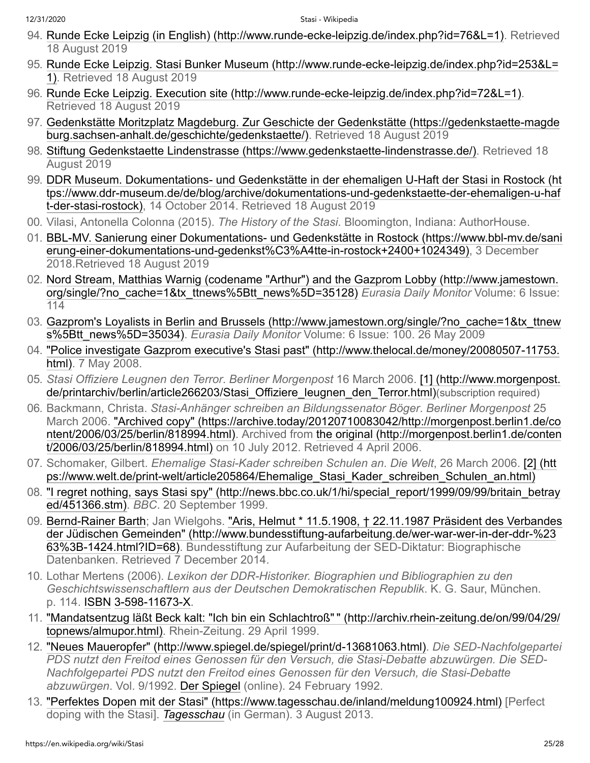94. Runde Ecke Leipzig (in English) (http://www.runde-ecke-leipzig.de/index.php?id=76&L=1). Retrieved 18 August 2019
95. Runde Ecke Leipzig. Stasi Bunker Museum (http://www.runde-ecke-leipzig.de/index.php?id=253&L=1). Retrieved 18 August 2019
96. Runde Ecke Leipzig. Execution site (http://www.runde-ecke-leipzig.de/index.php?id=72&L=1). Retrieved 18 August 2019
97. Gedenkstätte Moritzplatz Magdeburg. Zur Geschicte der Gedenkstätte (https://gedenkstaette-magdeburg.sachsen-anhalt.de/geschichte/gedenkstaette/). Retrieved 18 August 2019
98. Stiftung Gedenkstaette Lindenstrasse (https://www.gedenkstaette-lindenstrasse.de/). Retrieved 18 August 2019
99. DDR Museum. Dokumentations- und Gedenkstätte in der ehemaligen U-Haft der Stasi in Rostock (https://www.ddr-museum.de/de/blog/archive/dokumentations-und-gedenkstaette-der-ehemaligen-u-haft-der-stasi-rostock), 14 October 2014. Retrieved 18 August 2019
00. Vilasi, Antonella Colonna (2015). *The History of the Stasi*. Bloomington, Indiana: AuthorHouse.
01. BBL-MV. Sanierung einer Dokumentations- und Gedenkstätte in Rostock (https://www.bbl-mv.de/sanierung-einer-dokumentations-und-gedenkst%C3%A4tte-in-rostock+2400+1024349), 3 December 2018.Retrieved 18 August 2019
02. Nord Stream, Matthias Warnig (codename "Arthur") and the Gazprom Lobby (http://www.jamestown.org/single/?no_cache=1&tx_ttnews%5Btt_news%5D=35128) *Eurasia Daily Monitor* Volume: 6 Issue: 114
03. Gazprom's Loyalists in Berlin and Brussels (http://www.jamestown.org/single/?no_cache=1&tx_ttnews%5Btt_news%5D=35034). *Eurasia Daily Monitor* Volume: 6 Issue: 100. 26 May 2009
04. "Police investigate Gazprom executive's Stasi past" (http://www.thelocal.de/money/20080507-11753.html). 7 May 2008.
05. *Stasi Offiziere Leugnen den Terror*. *Berliner Morgenpost* 16 March 2006. [1] (http://www.morgenpost.de/printarchiv/berlin/article266203/Stasi_Offiziere_leugnen_den_Terror.html)(subscription required)
06. Backmann, Christa. *Stasi-Anhänger schreiben an Bildungssenator Böger*. *Berliner Morgenpost* 25 March 2006. "Archived copy" (https://archive.today/20120710083042/http://morgenpost.berlin1.de/content/2006/03/25/berlin/818994.html). Archived from the original (http://morgenpost.berlin1.de/content/2006/03/25/berlin/818994.html) on 10 July 2012. Retrieved 4 April 2006.
07. Schomaker, Gilbert. *Ehemalige Stasi-Kader schreiben Schulen an*. *Die Welt*, 26 March 2006. [2] (https://www.welt.de/print-welt/article205864/Ehemalige_Stasi_Kader_schreiben_Schulen_an.html)
08. "I regret nothing, says Stasi spy" (http://news.bbc.co.uk/1/hi/special_report/1999/09/99/britain_betrayed/451366.stm). *BBC*. 20 September 1999.
09. Bernd-Rainer Barth; Jan Wielgohs. "Aris, Helmut * 11.5.1908, † 22.11.1987 Präsident des Verbandes der Jüdischen Gemeinden" (http://www.bundesstiftung-aufarbeitung.de/wer-war-wer-in-der-ddr-%2363%3B-1424.html?ID=68). Bundesstiftung zur Aufarbeitung der SED-Diktatur: Biographische Datenbanken. Retrieved 7 December 2014.
10. Lothar Mertens (2006). *Lexikon der DDR-Historiker. Biographien und Bibliographien zu den Geschichtswissenschaftlern aus der Deutschen Demokratischen Republik*. K. G. Saur, München. p. 114. ISBN 3-598-11673-X.
11. "Mandatsentzug läßt Beck kalt: "Ich bin ein Schlachtroß" " (http://archiv.rhein-zeitung.de/on/99/04/29/topnews/almupor.html). Rhein-Zeitung. 29 April 1999.
12. "Neues Maueropfer" (http://www.spiegel.de/spiegel/print/d-13681063.html). *Die SED-Nachfolgepartei PDS nutzt den Freitod eines Genossen für den Versuch, die Stasi-Debatte abzuwürgen. Die SED-Nachfolgepartei PDS nutzt den Freitod eines Genossen für den Versuch, die Stasi-Debatte abzuwürgen*. Vol. 9/1992. Der Spiegel (online). 24 February 1992.
13. "Perfektes Dopen mit der Stasi" (https://www.tagesschau.de/inland/meldung100924.html) [Perfect doping with the Stasi]. *Tagesschau* (in German). 3 August 2013.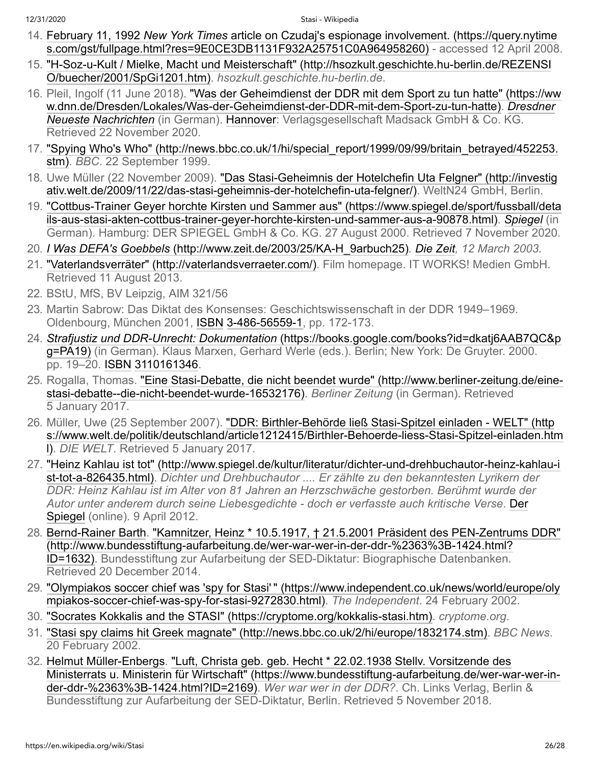14. February 11, 1992 *New York Times* article on Czudaj's espionage involvement. (https://query.nytimes.com/gst/fullpage.html?res=9E0CE3DB1131F932A25751C0A964958260) - accessed 12 April 2008.
15. "H-Soz-u-Kult / Mielke, Macht und Meisterschaft" (http://hsozkult.geschichte.hu-berlin.de/REZENSIO/buecher/2001/SpGi1201.htm). *hsozkult.geschichte.hu-berlin.de*.
16. Pleil, Ingolf (11 June 2018). "Was der Geheimdienst der DDR mit dem Sport zu tun hatte" (https://www.dnn.de/Dresden/Lokales/Was-der-Geheimdienst-der-DDR-mit-dem-Sport-zu-tun-hatte). *Dresdner Neueste Nachrichten* (in German). Hannover: Verlagsgesellschaft Madsack GmbH & Co. KG. Retrieved 22 November 2020.
17. "Spying Who's Who" (http://news.bbc.co.uk/1/hi/special_report/1999/09/99/britain_betrayed/452253.stm). *BBC*. 22 September 1999.
18. Uwe Müller (22 November 2009). "Das Stasi-Geheimnis der Hotelchefin Uta Felgner" (http://investigativ.welt.de/2009/11/22/das-stasi-geheimnis-der-hotelchefin-uta-felgner/). WeltN24 GmbH, Berlin.
19. "Cottbus-Trainer Geyer horchte Kirsten und Sammer aus" (https://www.spiegel.de/sport/fussball/details-aus-stasi-akten-cottbus-trainer-geyer-horchte-kirsten-und-sammer-aus-a-90878.html). *Spiegel* (in German). Hamburg: DER SPIEGEL GmbH & Co. KG. 27 August 2000. Retrieved 7 November 2020.
20. *I Was DEFA's Goebbels* (http://www.zeit.de/2003/25/KA-H_9arbuch25). *Die Zeit, 12 March 2003.*
21. "Vaterlandsverräter" (http://vaterlandsverraeter.com/). Film homepage. IT WORKS! Medien GmbH. Retrieved 11 August 2013.
22. BStU, MfS, BV Leipzig, AIM 321/56
23. Martin Sabrow: Das Diktat des Konsenses: Geschichtswissenschaft in der DDR 1949–1969. Oldenbourg, München 2001, ISBN 3-486-56559-1, pp. 172-173.
24. *Strafjustiz und DDR-Unrecht: Dokumentation* (https://books.google.com/books?id=dkatj6AAB7QC&pg=PA19) (in German). Klaus Marxen, Gerhard Werle (eds.). Berlin; New York: De Gruyter. 2000. pp. 19–20. ISBN 3110161346.
25. Rogalla, Thomas. "Eine Stasi-Debatte, die nicht beendet wurde" (http://www.berliner-zeitung.de/eine-stasi-debatte--die-nicht-beendet-wurde-16532176). *Berliner Zeitung* (in German). Retrieved 5 January 2017.
26. Müller, Uwe (25 September 2007). "DDR: Birthler-Behörde ließ Stasi-Spitzel einladen - WELT" (https://www.welt.de/politik/deutschland/article1212415/Birthler-Behoerde-liess-Stasi-Spitzel-einladen.html). *DIE WELT*. Retrieved 5 January 2017.
27. "Heinz Kahlau ist tot" (http://www.spiegel.de/kultur/literatur/dichter-und-drehbuchautor-heinz-kahlau-ist-tot-a-826435.html). *Dichter und Drehbuchautor .... Er zählte zu den bekanntesten Lyrikern der DDR: Heinz Kahlau ist im Alter von 81 Jahren an Herzschwäche gestorben. Berühmt wurde der Autor unter anderem durch seine Liebesgedichte - doch er verfasste auch kritische Verse*. Der Spiegel (online). 9 April 2012.
28. Bernd-Rainer Barth. "Kamnitzer, Heinz * 10.5.1917, † 21.5.2001 Präsident des PEN-Zentrums DDR" (http://www.bundesstiftung-aufarbeitung.de/wer-war-wer-in-der-ddr-%2363%3B-1424.html?ID=1632). Bundesstiftung zur Aufarbeitung der SED-Diktatur: Biographische Datenbanken. Retrieved 20 December 2014.
29. "Olympiakos soccer chief was 'spy for Stasi' " (https://www.independent.co.uk/news/world/europe/olympiakos-soccer-chief-was-spy-for-stasi-9272830.html). *The Independent*. 24 February 2002.
30. "Socrates Kokkalis and the STASI" (https://cryptome.org/kokkalis-stasi.htm). *cryptome.org*.
31. "Stasi spy claims hit Greek magnate" (http://news.bbc.co.uk/2/hi/europe/1832174.stm). *BBC News*. 20 February 2002.
32. Helmut Müller-Enbergs. "Luft, Christa geb. geb. Hecht * 22.02.1938 Stellv. Vorsitzende des Ministerrats u. Ministerin für Wirtschaft" (https://www.bundesstiftung-aufarbeitung.de/wer-war-wer-in-der-ddr-%2363%3B-1424.html?ID=2169). *Wer war wer in der DDR?*. Ch. Links Verlag, Berlin & Bundesstiftung zur Aufarbeitung der SED-Diktatur, Berlin. Retrieved 5 November 2018.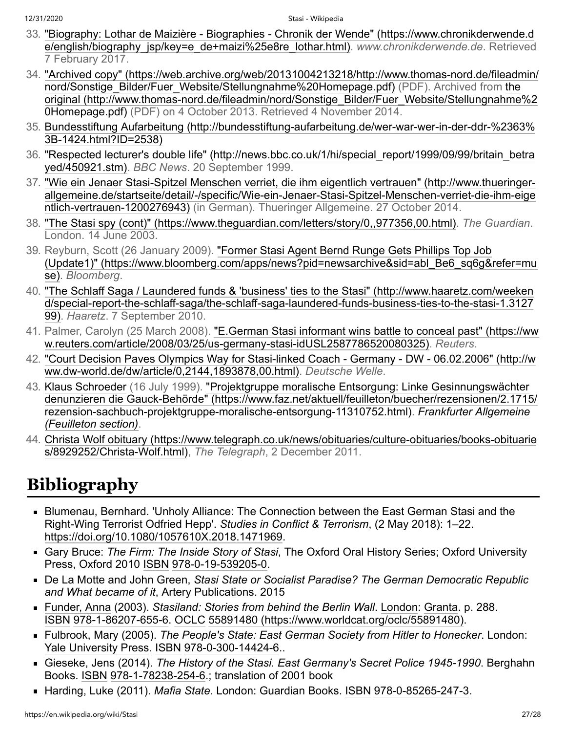33. "Biography: Lothar de Maizière - Biographies - Chronik der Wende" (https://www.chronikderwende.de/english/biography_jsp/key=e_de+maizi%25e8re_lothar.html). *www.chronikderwende.de*. Retrieved 7 February 2017.
34. "Archived copy" (https://web.archive.org/web/20131004213218/http://www.thomas-nord.de/fileadmin/nord/Sonstige_Bilder/Fuer_Website/Stellungnahme%20Homepage.pdf) (PDF). Archived from the original (http://www.thomas-nord.de/fileadmin/nord/Sonstige_Bilder/Fuer_Website/Stellungnahme%20Homepage.pdf) (PDF) on 4 October 2013. Retrieved 4 November 2014.
35. Bundesstiftung Aufarbeitung (http://bundesstiftung-aufarbeitung.de/wer-war-wer-in-der-ddr-%2363%3B-1424.html?ID=2538)
36. "Respected lecturer's double life" (http://news.bbc.co.uk/1/hi/special_report/1999/09/99/britain_betrayed/450921.stm). *BBC News*. 20 September 1999.
37. "Wie ein Jenaer Stasi-Spitzel Menschen verriet, die ihm eigentlich vertrauen" (http://www.thueringer-allgemeine.de/startseite/detail/-/specific/Wie-ein-Jenaer-Stasi-Spitzel-Menschen-verriet-die-ihm-eigentlich-vertrauen-1200276943) (in German). Thueringer Allgemeine. 27 October 2014.
38. "The Stasi spy (cont)" (https://www.theguardian.com/letters/story/0,,977356,00.html). *The Guardian*. London. 14 June 2003.
39. Reyburn, Scott (26 January 2009). "Former Stasi Agent Bernd Runge Gets Phillips Top Job (Update1)" (https://www.bloomberg.com/apps/news?pid=newsarchive&sid=abl_Be6_sq6g&refer=muse). *Bloomberg*.
40. "The Schlaff Saga / Laundered funds & 'business' ties to the Stasi" (http://www.haaretz.com/weekend/special-report-the-schlaff-saga/the-schlaff-saga-laundered-funds-business-ties-to-the-stasi-1.312799). *Haaretz*. 7 September 2010.
41. Palmer, Carolyn (25 March 2008). "E.German Stasi informant wins battle to conceal past" (https://www.reuters.com/article/2008/03/25/us-germany-stasi-idUSL2587786520080325). *Reuters*.
42. "Court Decision Paves Olympics Way for Stasi-linked Coach - Germany - DW - 06.02.2006" (http://www.dw-world.de/dw/article/0,2144,1893878,00.html). *Deutsche Welle*.
43. Klaus Schroeder (16 July 1999). "Projektgruppe moralische Entsorgung: Linke Gesinnungswächter denunzieren die Gauck-Behörde" (https://www.faz.net/aktuell/feuilleton/buecher/rezensionen/2.1715/rezension-sachbuch-projektgruppe-moralische-entsorgung-11310752.html). *Frankfurter Allgemeine (Feuilleton section)*.
44. Christa Wolf obituary (https://www.telegraph.co.uk/news/obituaries/culture-obituaries/books-obituaries/8929252/Christa-Wolf.html), *The Telegraph*, 2 December 2011.

# Bibliography

- Blumenau, Bernhard. 'Unholy Alliance: The Connection between the East German Stasi and the Right-Wing Terrorist Odfried Hepp'. *Studies in Conflict & Terrorism*, (2 May 2018): 1–22. https://doi.org/10.1080/1057610X.2018.1471969.
- Gary Bruce: *The Firm: The Inside Story of Stasi*, The Oxford Oral History Series; Oxford University Press, Oxford 2010 ISBN 978-0-19-539205-0.
- De La Motte and John Green, *Stasi State or Socialist Paradise? The German Democratic Republic and What became of it*, Artery Publications. 2015
- Funder, Anna (2003). *Stasiland: Stories from behind the Berlin Wall*. London: Granta. p. 288. ISBN 978-1-86207-655-6. OCLC 55891480 (https://www.worldcat.org/oclc/55891480).
- Fulbrook, Mary (2005). *The People's State: East German Society from Hitler to Honecker*. London: Yale University Press. ISBN 978-0-300-14424-6..
- Gieseke, Jens (2014). *The History of the Stasi. East Germany's Secret Police 1945-1990*. Berghahn Books. ISBN 978-1-78238-254-6.; translation of 2001 book
- Harding, Luke (2011). *Mafia State*. London: Guardian Books. ISBN 978-0-85265-247-3.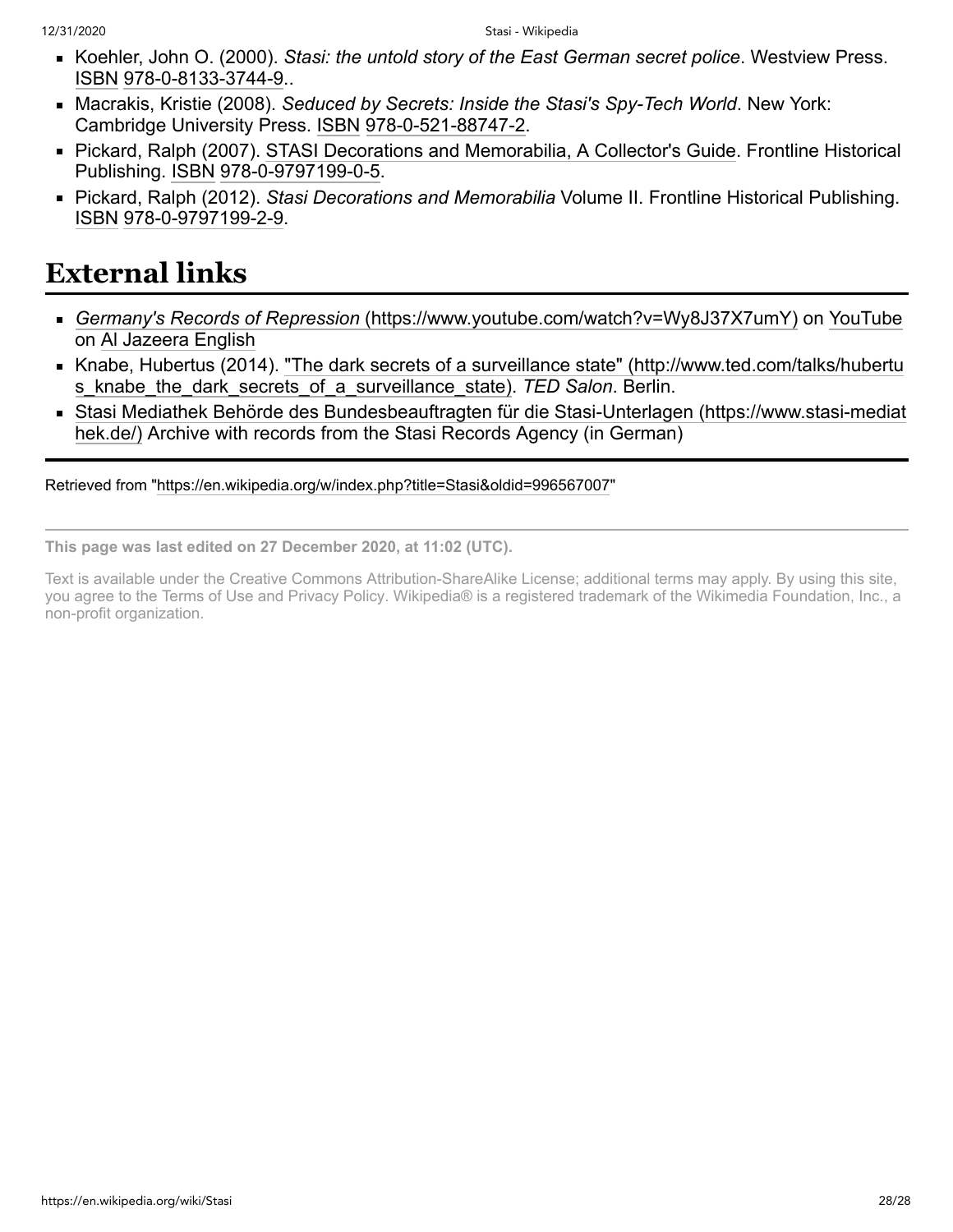- Koehler, John O. (2000). *Stasi: the untold story of the East German secret police*. Westview Press. ISBN 978-0-8133-3744-9..
- Macrakis, Kristie (2008). *Seduced by Secrets: Inside the Stasi's Spy-Tech World*. New York: Cambridge University Press. ISBN 978-0-521-88747-2.
- Pickard, Ralph (2007). STASI Decorations and Memorabilia, A Collector's Guide. Frontline Historical Publishing. ISBN 978-0-9797199-0-5.
- Pickard, Ralph (2012). *Stasi Decorations and Memorabilia* Volume II. Frontline Historical Publishing. ISBN 978-0-9797199-2-9.

# External links

- *Germany's Records of Repression* (https://www.youtube.com/watch?v=Wy8J37X7umY) on YouTube on Al Jazeera English
- Knabe, Hubertus (2014). "The dark secrets of a surveillance state" (http://www.ted.com/talks/hubertus_knabe_the_dark_secrets_of_a_surveillance_state). *TED Salon*. Berlin.
- Stasi Mediathek Behörde des Bundesbeauftragten für die Stasi-Unterlagen (https://www.stasi-mediathek.de/) Archive with records from the Stasi Records Agency (in German)

Retrieved from "https://en.wikipedia.org/w/index.php?title=Stasi&oldid=996567007"

**This page was last edited on 27 December 2020, at 11:02 (UTC).**

Text is available under the Creative Commons Attribution-ShareAlike License; additional terms may apply. By using this site, you agree to the Terms of Use and Privacy Policy. Wikipedia® is a registered trademark of the Wikimedia Foundation, Inc., a non-profit organization.